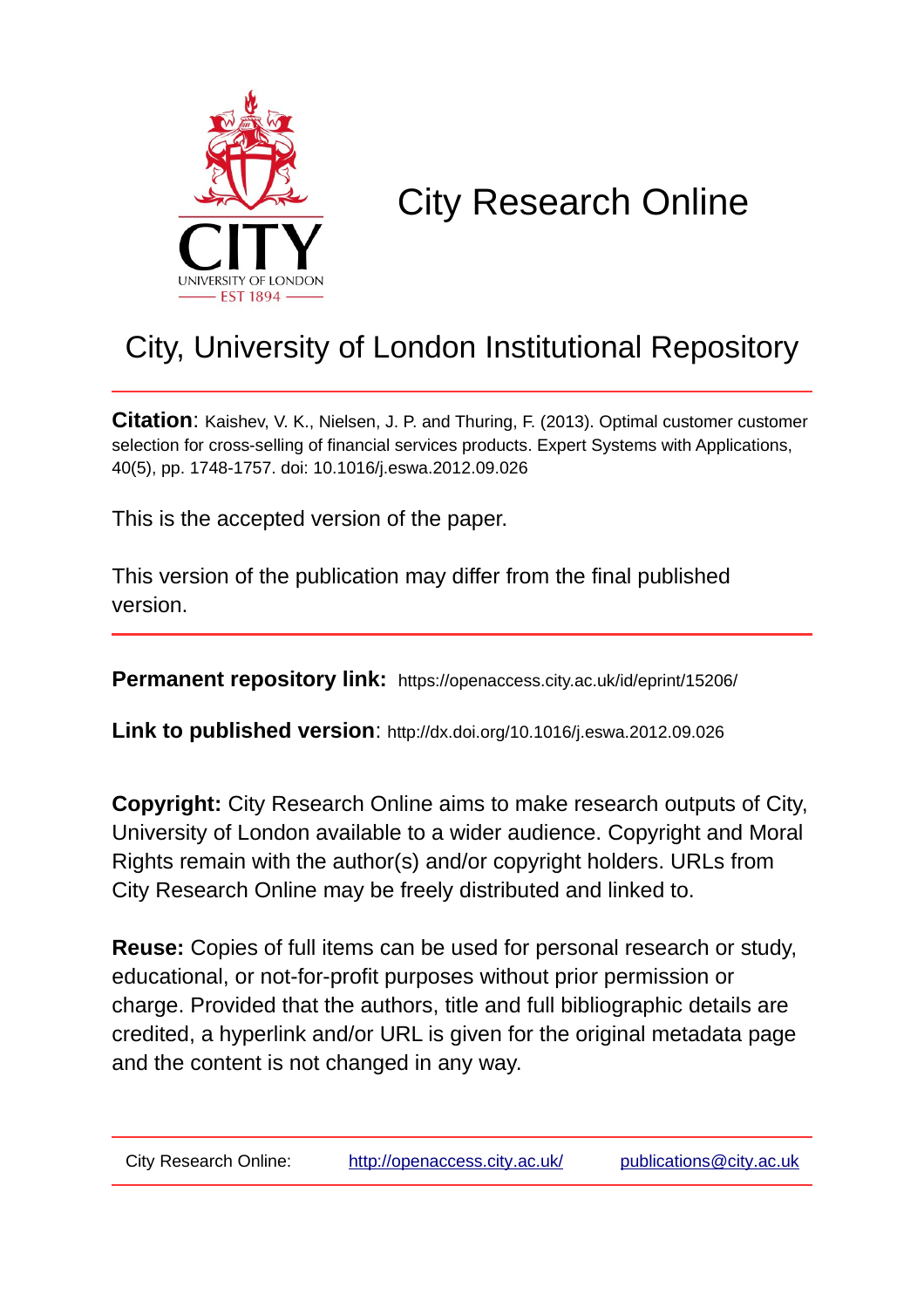# City Research Online

## City, University of London Institutional Repository

**Citation**: Kaishev, V. K., Nielsen, J. P. and Thuring, F. (2013). Optimal customer customer selection for cross-selling of financial services products. Expert Systems with Applications, 40(5), pp. 1748-1757. doi: 10.1016/j.eswa.2012.09.026

This is the accepted version of the paper.

This version of the publication may differ from the final published version.

**Permanent repository link:** https://openaccess.city.ac.uk/id/eprint/15206/

**Link to published version**: http://dx.doi.org/10.1016/j.eswa.2012.09.026

**Copyright:** City Research Online aims to make research outputs of City, University of London available to a wider audience. Copyright and Moral Rights remain with the author(s) and/or copyright holders. URLs from City Research Online may be freely distributed and linked to.

**Reuse:** Copies of full items can be used for personal research or study, educational, or not-for-profit purposes without prior permission or charge. Provided that the authors, title and full bibliographic details are credited, a hyperlink and/or URL is given for the original metadata page and the content is not changed in any way.

City Research Online: http://openaccess.city.ac.uk/ publications@city.ac.uk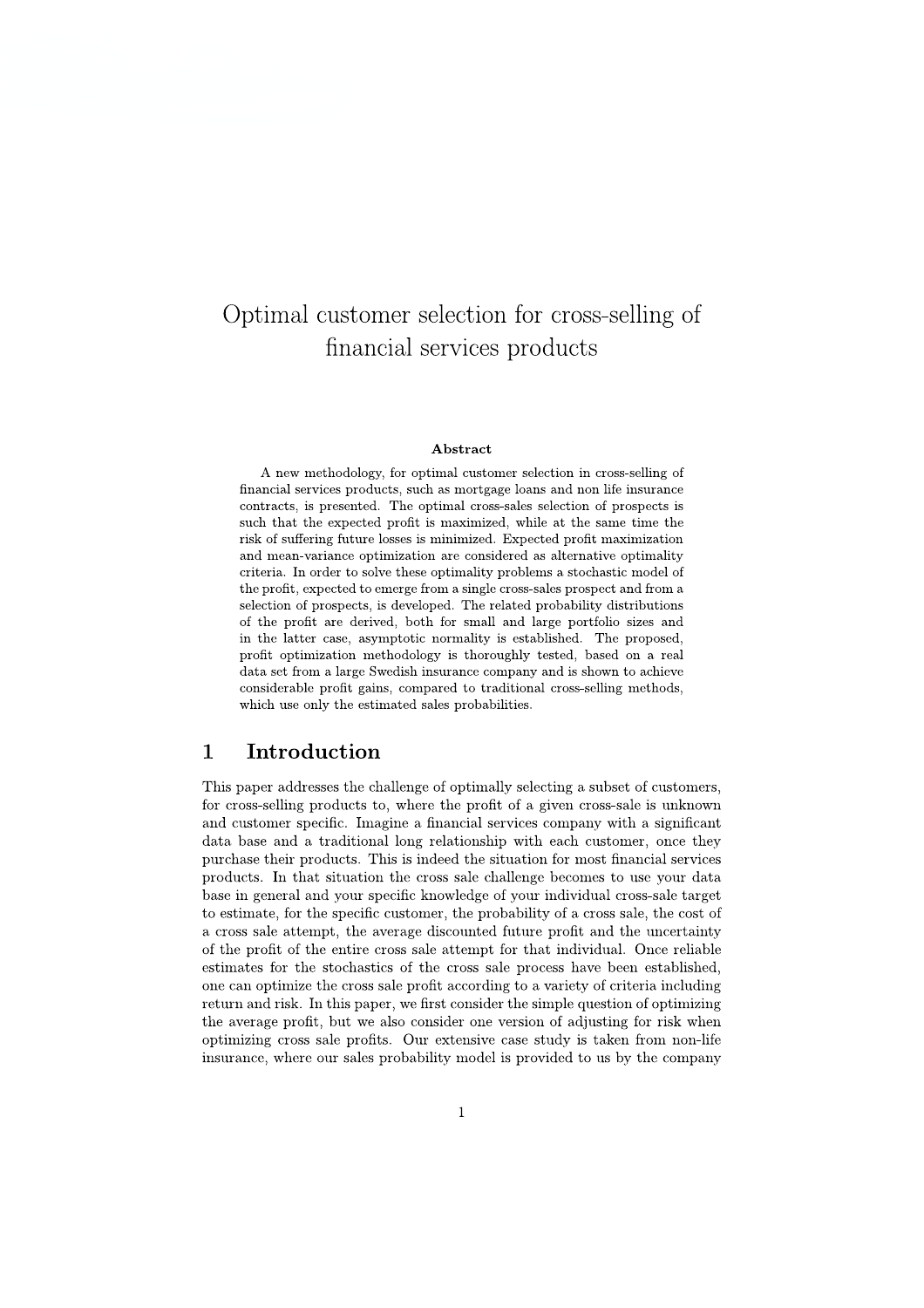# Optimal customer selection for cross-selling of financial services products

**Abstract**

A new methodology, for optimal customer selection in cross-selling of financial services products, such as mortgage loans and non life insurance contracts, is presented. The optimal cross-sales selection of prospects is such that the expected profit is maximized, while at the same time the risk of suffering future losses is minimized. Expected profit maximization and mean-variance optimization are considered as alternative optimality criteria. In order to solve these optimality problems a stochastic model of the profit, expected to emerge from a single cross-sales prospect and from a selection of prospects, is developed. The related probability distributions of the profit are derived, both for small and large portfolio sizes and in the latter case, asymptotic normality is established. The proposed, profit optimization methodology is thoroughly tested, based on a real data set from a large Swedish insurance company and is shown to achieve considerable profit gains, compared to traditional cross-selling methods, which use only the estimated sales probabilities.

## 1 Introduction

This paper addresses the challenge of optimally selecting a subset of customers, for cross-selling products to, where the profit of a given cross-sale is unknown and customer specific. Imagine a financial services company with a significant data base and a traditional long relationship with each customer, once they purchase their products. This is indeed the situation for most financial services products. In that situation the cross sale challenge becomes to use your data base in general and your specific knowledge of your individual cross-sale target to estimate, for the specific customer, the probability of a cross sale, the cost of a cross sale attempt, the average discounted future profit and the uncertainty of the profit of the entire cross sale attempt for that individual. Once reliable estimates for the stochastics of the cross sale process have been established, one can optimize the cross sale profit according to a variety of criteria including return and risk. In this paper, we first consider the simple question of optimizing the average profit, but we also consider one version of adjusting for risk when optimizing cross sale profits. Our extensive case study is taken from non-life insurance, where our sales probability model is provided to us by the company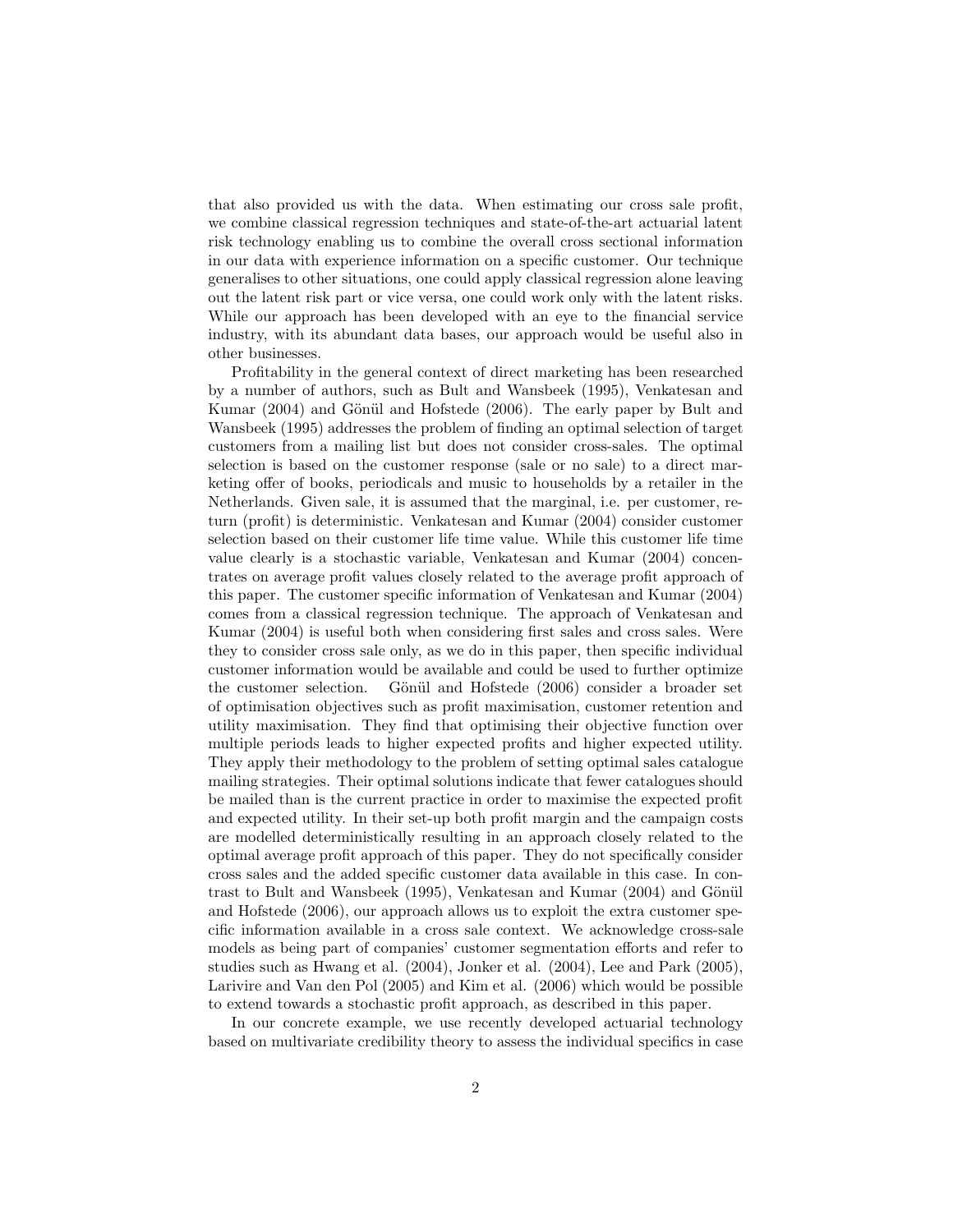that also provided us with the data. When estimating our cross sale profit, we combine classical regression techniques and state-of-the-art actuarial latent risk technology enabling us to combine the overall cross sectional information in our data with experience information on a specific customer. Our technique generalises to other situations, one could apply classical regression alone leaving out the latent risk part or vice versa, one could work only with the latent risks. While our approach has been developed with an eye to the financial service industry, with its abundant data bases, our approach would be useful also in other businesses.

Profitability in the general context of direct marketing has been researched by a number of authors, such as Bult and Wansbeek (1995), Venkatesan and Kumar (2004) and Gönül and Hofstede (2006). The early paper by Bult and Wansbeek (1995) addresses the problem of finding an optimal selection of target customers from a mailing list but does not consider cross-sales. The optimal selection is based on the customer response (sale or no sale) to a direct marketing offer of books, periodicals and music to households by a retailer in the Netherlands. Given sale, it is assumed that the marginal, i.e. per customer, return (profit) is deterministic. Venkatesan and Kumar (2004) consider customer selection based on their customer life time value. While this customer life time value clearly is a stochastic variable, Venkatesan and Kumar (2004) concentrates on average profit values closely related to the average profit approach of this paper. The customer specific information of Venkatesan and Kumar (2004) comes from a classical regression technique. The approach of Venkatesan and Kumar (2004) is useful both when considering first sales and cross sales. Were they to consider cross sale only, as we do in this paper, then specific individual customer information would be available and could be used to further optimize the customer selection. Gönül and Hofstede (2006) consider a broader set of optimisation objectives such as profit maximisation, customer retention and utility maximisation. They find that optimising their objective function over multiple periods leads to higher expected profits and higher expected utility. They apply their methodology to the problem of setting optimal sales catalogue mailing strategies. Their optimal solutions indicate that fewer catalogues should be mailed than is the current practice in order to maximise the expected profit and expected utility. In their set-up both profit margin and the campaign costs are modelled deterministically resulting in an approach closely related to the optimal average profit approach of this paper. They do not specifically consider cross sales and the added specific customer data available in this case. In contrast to Bult and Wansbeek (1995), Venkatesan and Kumar (2004) and Gönül and Hofstede (2006), our approach allows us to exploit the extra customer specific information available in a cross sale context. We acknowledge cross-sale models as being part of companies' customer segmentation efforts and refer to studies such as Hwang et al. (2004), Jonker et al. (2004), Lee and Park (2005), Larivire and Van den Pol (2005) and Kim et al. (2006) which would be possible to extend towards a stochastic profit approach, as described in this paper.

In our concrete example, we use recently developed actuarial technology based on multivariate credibility theory to assess the individual specifics in case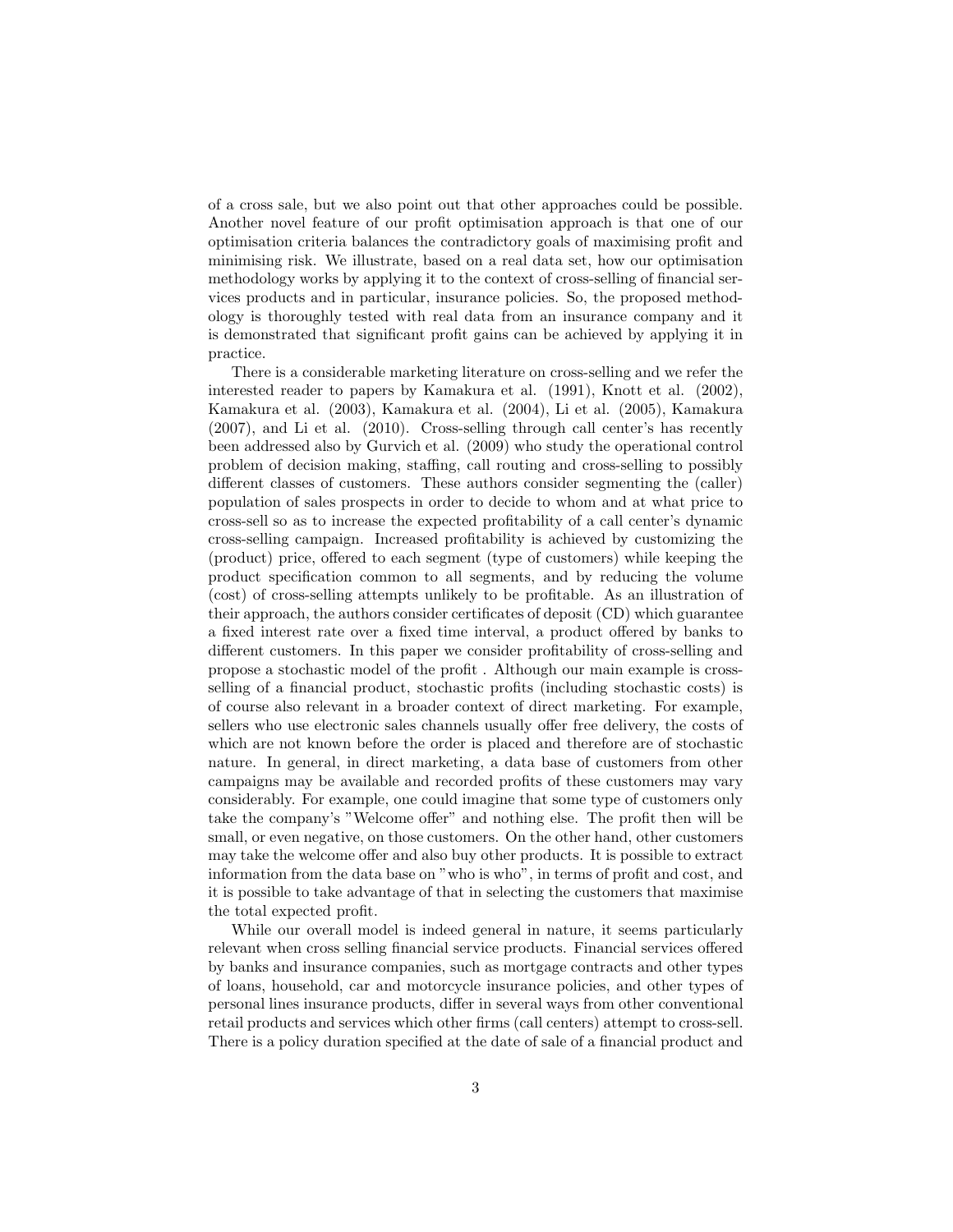of a cross sale, but we also point out that other approaches could be possible. Another novel feature of our profit optimisation approach is that one of our optimisation criteria balances the contradictory goals of maximising profit and minimising risk. We illustrate, based on a real data set, how our optimisation methodology works by applying it to the context of cross-selling of financial services products and in particular, insurance policies. So, the proposed methodology is thoroughly tested with real data from an insurance company and it is demonstrated that significant profit gains can be achieved by applying it in practice.

There is a considerable marketing literature on cross-selling and we refer the interested reader to papers by Kamakura et al. (1991), Knott et al. (2002), Kamakura et al. (2003), Kamakura et al. (2004), Li et al. (2005), Kamakura (2007), and Li et al. (2010). Cross-selling through call center's has recently been addressed also by Gurvich et al. (2009) who study the operational control problem of decision making, staffing, call routing and cross-selling to possibly different classes of customers. These authors consider segmenting the (caller) population of sales prospects in order to decide to whom and at what price to cross-sell so as to increase the expected profitability of a call center's dynamic cross-selling campaign. Increased profitability is achieved by customizing the (product) price, offered to each segment (type of customers) while keeping the product specification common to all segments, and by reducing the volume (cost) of cross-selling attempts unlikely to be profitable. As an illustration of their approach, the authors consider certificates of deposit (CD) which guarantee a fixed interest rate over a fixed time interval, a product offered by banks to different customers. In this paper we consider profitability of cross-selling and propose a stochastic model of the profit . Although our main example is cross-selling of a financial product, stochastic profits (including stochastic costs) is of course also relevant in a broader context of direct marketing. For example, sellers who use electronic sales channels usually offer free delivery, the costs of which are not known before the order is placed and therefore are of stochastic nature. In general, in direct marketing, a data base of customers from other campaigns may be available and recorded profits of these customers may vary considerably. For example, one could imagine that some type of customers only take the company's "Welcome offer" and nothing else. The profit then will be small, or even negative, on those customers. On the other hand, other customers may take the welcome offer and also buy other products. It is possible to extract information from the data base on "who is who", in terms of profit and cost, and it is possible to take advantage of that in selecting the customers that maximise the total expected profit.

While our overall model is indeed general in nature, it seems particularly relevant when cross selling financial service products. Financial services offered by banks and insurance companies, such as mortgage contracts and other types of loans, household, car and motorcycle insurance policies, and other types of personal lines insurance products, differ in several ways from other conventional retail products and services which other firms (call centers) attempt to cross-sell. There is a policy duration specified at the date of sale of a financial product and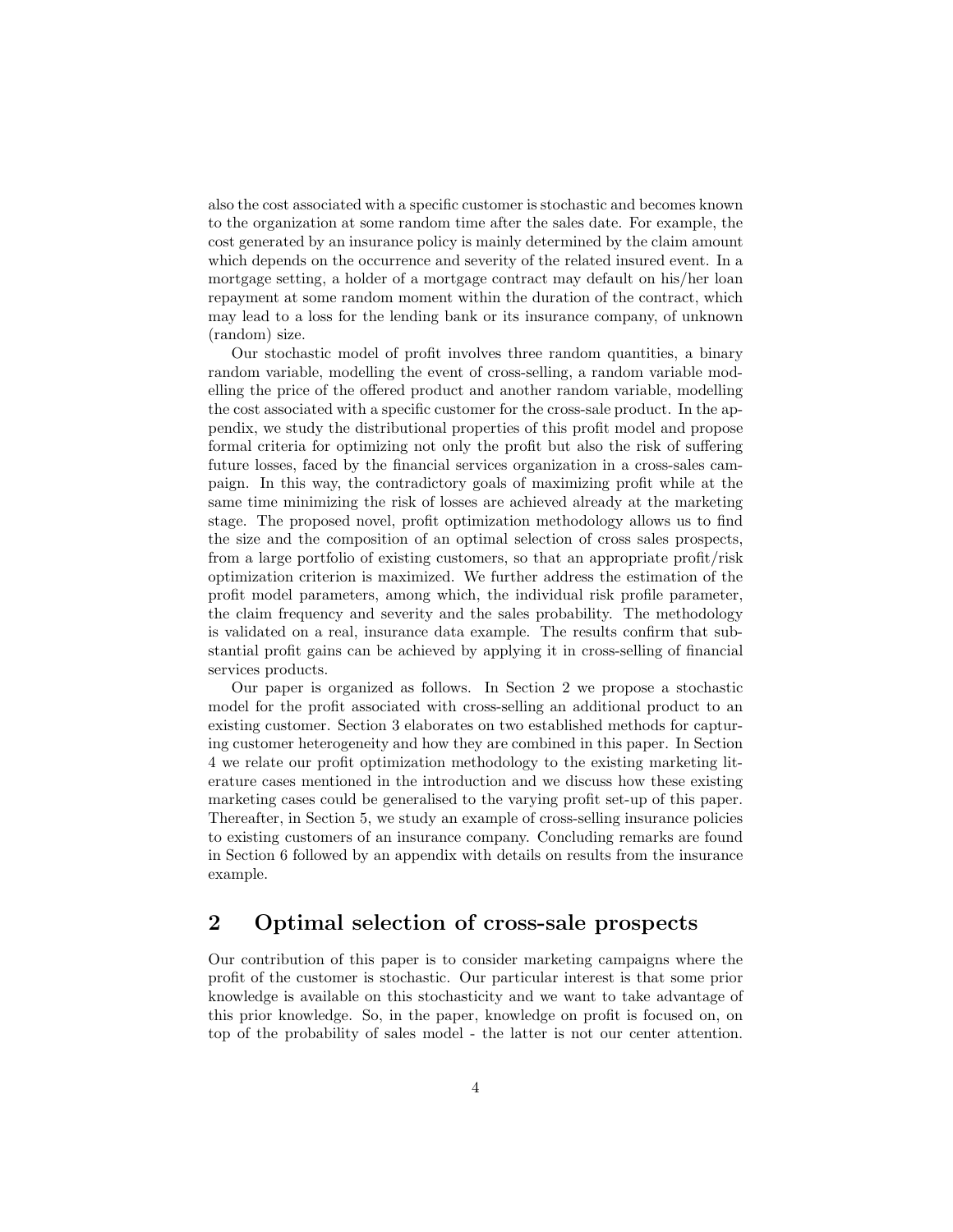also the cost associated with a specific customer is stochastic and becomes known to the organization at some random time after the sales date. For example, the cost generated by an insurance policy is mainly determined by the claim amount which depends on the occurrence and severity of the related insured event. In a mortgage setting, a holder of a mortgage contract may default on his/her loan repayment at some random moment within the duration of the contract, which may lead to a loss for the lending bank or its insurance company, of unknown (random) size.

Our stochastic model of profit involves three random quantities, a binary random variable, modelling the event of cross-selling, a random variable modelling the price of the offered product and another random variable, modelling the cost associated with a specific customer for the cross-sale product. In the appendix, we study the distributional properties of this profit model and propose formal criteria for optimizing not only the profit but also the risk of suffering future losses, faced by the financial services organization in a cross-sales campaign. In this way, the contradictory goals of maximizing profit while at the same time minimizing the risk of losses are achieved already at the marketing stage. The proposed novel, profit optimization methodology allows us to find the size and the composition of an optimal selection of cross sales prospects, from a large portfolio of existing customers, so that an appropriate profit/risk optimization criterion is maximized. We further address the estimation of the profit model parameters, among which, the individual risk profile parameter, the claim frequency and severity and the sales probability. The methodology is validated on a real, insurance data example. The results confirm that substantial profit gains can be achieved by applying it in cross-selling of financial services products.

Our paper is organized as follows. In Section 2 we propose a stochastic model for the profit associated with cross-selling an additional product to an existing customer. Section 3 elaborates on two established methods for capturing customer heterogeneity and how they are combined in this paper. In Section 4 we relate our profit optimization methodology to the existing marketing literature cases mentioned in the introduction and we discuss how these existing marketing cases could be generalised to the varying profit set-up of this paper. Thereafter, in Section 5, we study an example of cross-selling insurance policies to existing customers of an insurance company. Concluding remarks are found in Section 6 followed by an appendix with details on results from the insurance example.

## 2 Optimal selection of cross-sale prospects

Our contribution of this paper is to consider marketing campaigns where the profit of the customer is stochastic. Our particular interest is that some prior knowledge is available on this stochasticity and we want to take advantage of this prior knowledge. So, in the paper, knowledge on profit is focused on, on top of the probability of sales model - the latter is not our center attention.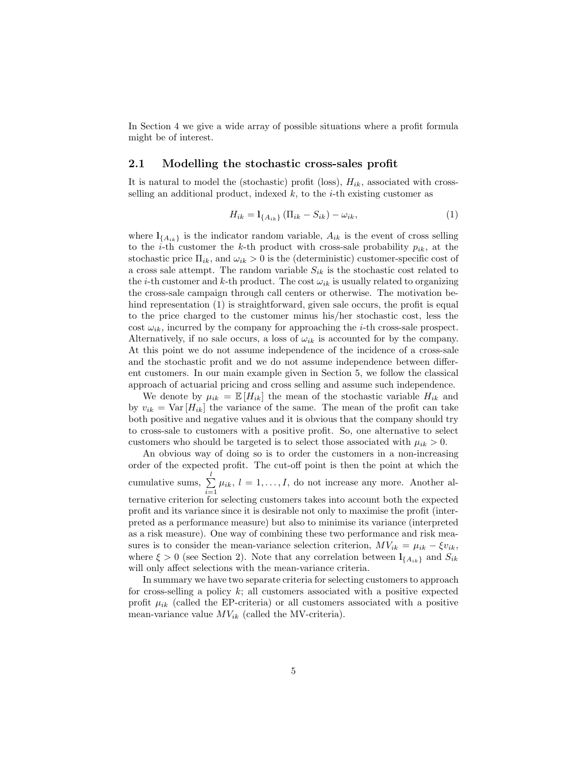In Section 4 we give a wide array of possible situations where a profit formula might be of interest.

## 2.1 Modelling the stochastic cross-sales profit

It is natural to model the (stochastic) profit (loss), $H_{ik}$, associated with cross-selling an additional product, indexed $k$, to the $i$-th existing customer as

$$H_{ik} = \mathbf{l}_{\{A_{ik}\}} \left( \Pi_{ik} - S_{ik} \right) - \omega_{ik}, \tag{1}$$

where $\mathbf{l}_{\{A_{ik}\}}$ is the indicator random variable, $A_{ik}$ is the event of cross selling to the $i$-th customer the $k$-th product with cross-sale probability $p_{ik}$, at the stochastic price $\Pi_{ik}$, and $\omega_{ik} > 0$ is the (deterministic) customer-specific cost of a cross sale attempt. The random variable $S_{ik}$ is the stochastic cost related to the $i$-th customer and $k$-th product. The cost $\omega_{ik}$ is usually related to organizing the cross-sale campaign through call centers or otherwise. The motivation behind representation (1) is straightforward, given sale occurs, the profit is equal to the price charged to the customer minus his/her stochastic cost, less the cost $\omega_{ik}$, incurred by the company for approaching the $i$-th cross-sale prospect. Alternatively, if no sale occurs, a loss of $\omega_{ik}$ is accounted for by the company. At this point we do not assume independence of the incidence of a cross-sale and the stochastic profit and we do not assume independence between different customers. In our main example given in Section 5, we follow the classical approach of actuarial pricing and cross selling and assume such independence.

We denote by $\mu_{ik} = \mathbb{E}\left[H_{ik}\right]$ the mean of the stochastic variable $H_{ik}$ and by $v_{ik} = \mathrm{Var}\left[H_{ik}\right]$ the variance of the same. The mean of the profit can take both positive and negative values and it is obvious that the company should try to cross-sale to customers with a positive profit. So, one alternative to select customers who should be targeted is to select those associated with $\mu_{ik} > 0$.

An obvious way of doing so is to order the customers in a non-increasing order of the expected profit. The cut-off point is then the point at which the cumulative sums, $\sum_{i=1}^{l} \mu_{ik}$, $l = 1, \ldots, I$, do not increase any more. Another alternative criterion for selecting customers takes into account both the expected profit and its variance since it is desirable not only to maximise the profit (interpreted as a performance measure) but also to minimise its variance (interpreted as a risk measure). One way of combining these two performance and risk measures is to consider the mean-variance selection criterion, $MV_{ik} = \mu_{ik} - \xi v_{ik}$, where $\xi > 0$ (see Section 2). Note that any correlation between $\mathbf{l}_{\{A_{ik}\}}$ and $S_{ik}$ will only affect selections with the mean-variance criteria.

In summary we have two separate criteria for selecting customers to approach for cross-selling a policy $k$; all customers associated with a positive expected profit $\mu_{ik}$ (called the EP-criteria) or all customers associated with a positive mean-variance value $MV_{ik}$ (called the MV-criteria).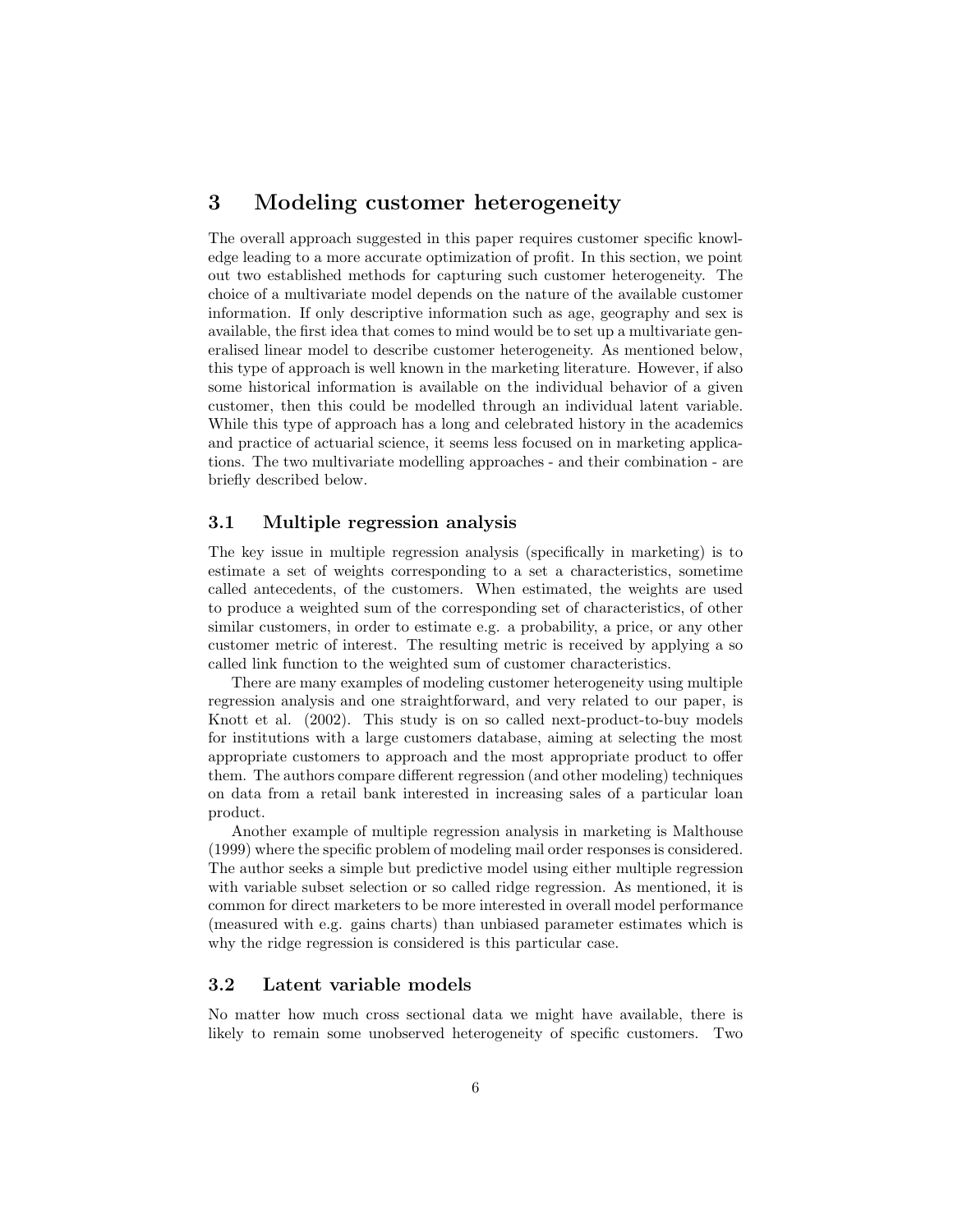# 3 Modeling customer heterogeneity

The overall approach suggested in this paper requires customer specific knowledge leading to a more accurate optimization of profit. In this section, we point out two established methods for capturing such customer heterogeneity. The choice of a multivariate model depends on the nature of the available customer information. If only descriptive information such as age, geography and sex is available, the first idea that comes to mind would be to set up a multivariate generalised linear model to describe customer heterogeneity. As mentioned below, this type of approach is well known in the marketing literature. However, if also some historical information is available on the individual behavior of a given customer, then this could be modelled through an individual latent variable. While this type of approach has a long and celebrated history in the academics and practice of actuarial science, it seems less focused on in marketing applications. The two multivariate modelling approaches - and their combination - are briefly described below.

## 3.1 Multiple regression analysis

The key issue in multiple regression analysis (specifically in marketing) is to estimate a set of weights corresponding to a set a characteristics, sometime called antecedents, of the customers. When estimated, the weights are used to produce a weighted sum of the corresponding set of characteristics, of other similar customers, in order to estimate e.g. a probability, a price, or any other customer metric of interest. The resulting metric is received by applying a so called link function to the weighted sum of customer characteristics.

There are many examples of modeling customer heterogeneity using multiple regression analysis and one straightforward, and very related to our paper, is Knott et al. (2002). This study is on so called next-product-to-buy models for institutions with a large customers database, aiming at selecting the most appropriate customers to approach and the most appropriate product to offer them. The authors compare different regression (and other modeling) techniques on data from a retail bank interested in increasing sales of a particular loan product.

Another example of multiple regression analysis in marketing is Malthouse (1999) where the specific problem of modeling mail order responses is considered. The author seeks a simple but predictive model using either multiple regression with variable subset selection or so called ridge regression. As mentioned, it is common for direct marketers to be more interested in overall model performance (measured with e.g. gains charts) than unbiased parameter estimates which is why the ridge regression is considered is this particular case.

## 3.2 Latent variable models

No matter how much cross sectional data we might have available, there is likely to remain some unobserved heterogeneity of specific customers. Two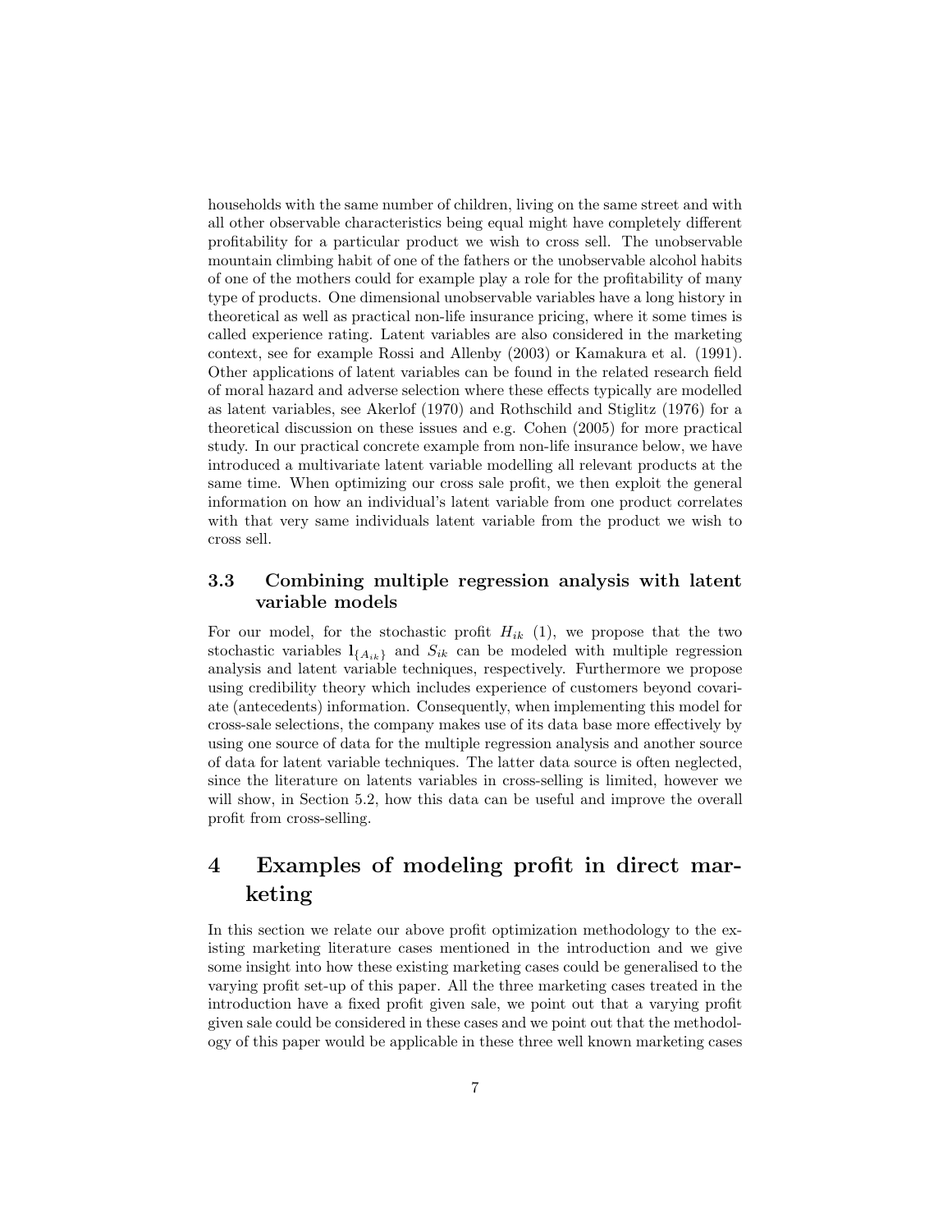households with the same number of children, living on the same street and with all other observable characteristics being equal might have completely different profitability for a particular product we wish to cross sell. The unobservable mountain climbing habit of one of the fathers or the unobservable alcohol habits of one of the mothers could for example play a role for the profitability of many type of products. One dimensional unobservable variables have a long history in theoretical as well as practical non-life insurance pricing, where it some times is called experience rating. Latent variables are also considered in the marketing context, see for example Rossi and Allenby (2003) or Kamakura et al. (1991). Other applications of latent variables can be found in the related research field of moral hazard and adverse selection where these effects typically are modelled as latent variables, see Akerlof (1970) and Rothschild and Stiglitz (1976) for a theoretical discussion on these issues and e.g. Cohen (2005) for more practical study. In our practical concrete example from non-life insurance below, we have introduced a multivariate latent variable modelling all relevant products at the same time. When optimizing our cross sale profit, we then exploit the general information on how an individual's latent variable from one product correlates with that very same individuals latent variable from the product we wish to cross sell.

### 3.3 Combining multiple regression analysis with latent variable models

For our model, for the stochastic profit $H_{ik}$ (1), we propose that the two stochastic variables $\mathbf{1}_{\{A_{ik}\}}$ and $S_{ik}$ can be modeled with multiple regression analysis and latent variable techniques, respectively. Furthermore we propose using credibility theory which includes experience of customers beyond covariate (antecedents) information. Consequently, when implementing this model for cross-sale selections, the company makes use of its data base more effectively by using one source of data for the multiple regression analysis and another source of data for latent variable techniques. The latter data source is often neglected, since the literature on latents variables in cross-selling is limited, however we will show, in Section 5.2, how this data can be useful and improve the overall profit from cross-selling.

## 4 Examples of modeling profit in direct marketing

In this section we relate our above profit optimization methodology to the existing marketing literature cases mentioned in the introduction and we give some insight into how these existing marketing cases could be generalised to the varying profit set-up of this paper. All the three marketing cases treated in the introduction have a fixed profit given sale, we point out that a varying profit given sale could be considered in these cases and we point out that the methodology of this paper would be applicable in these three well known marketing cases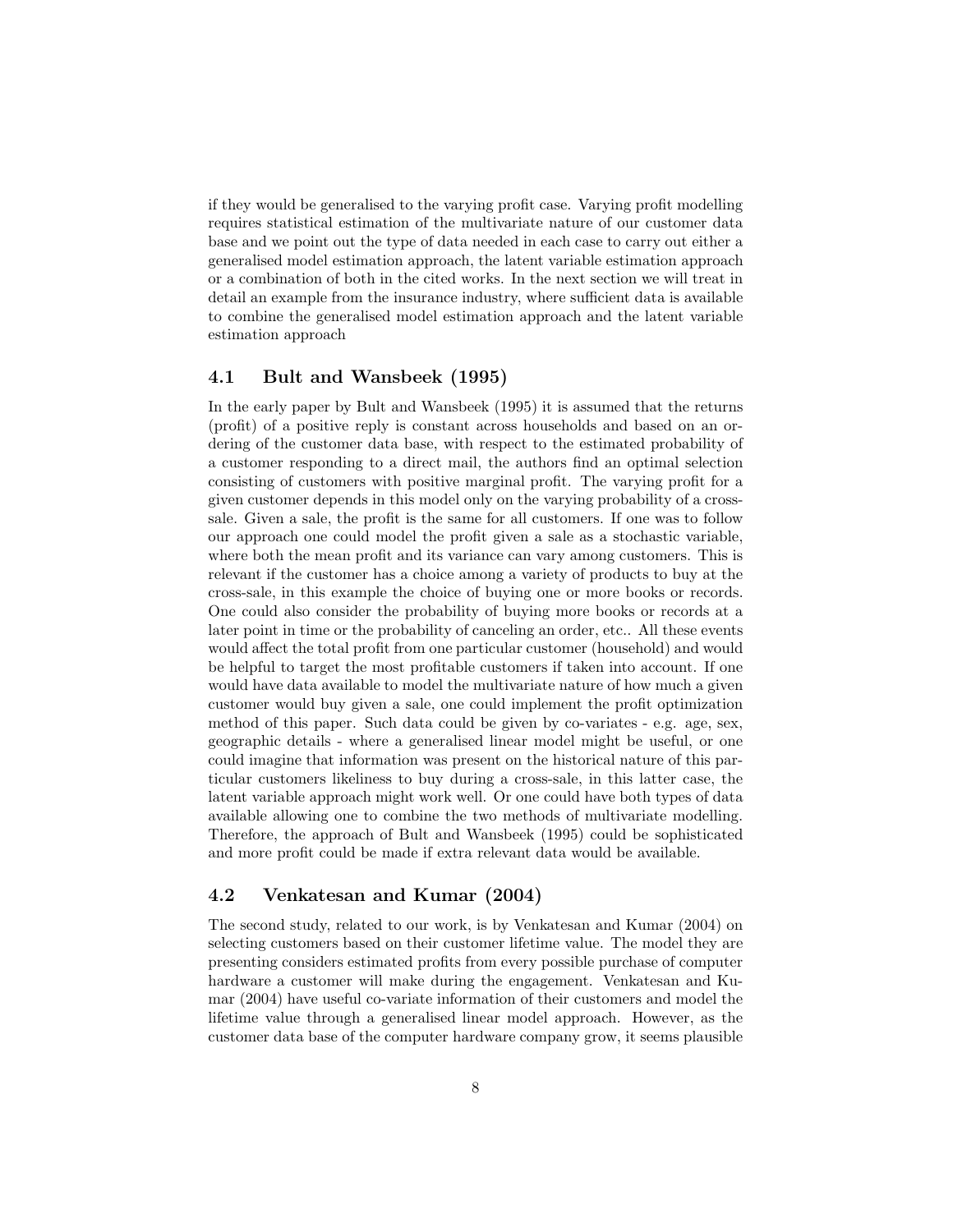if they would be generalised to the varying profit case. Varying profit modelling requires statistical estimation of the multivariate nature of our customer data base and we point out the type of data needed in each case to carry out either a generalised model estimation approach, the latent variable estimation approach or a combination of both in the cited works. In the next section we will treat in detail an example from the insurance industry, where sufficient data is available to combine the generalised model estimation approach and the latent variable estimation approach

### 4.1 Bult and Wansbeek (1995)

In the early paper by Bult and Wansbeek (1995) it is assumed that the returns (profit) of a positive reply is constant across households and based on an ordering of the customer data base, with respect to the estimated probability of a customer responding to a direct mail, the authors find an optimal selection consisting of customers with positive marginal profit. The varying profit for a given customer depends in this model only on the varying probability of a cross-sale. Given a sale, the profit is the same for all customers. If one was to follow our approach one could model the profit given a sale as a stochastic variable, where both the mean profit and its variance can vary among customers. This is relevant if the customer has a choice among a variety of products to buy at the cross-sale, in this example the choice of buying one or more books or records. One could also consider the probability of buying more books or records at a later point in time or the probability of canceling an order, etc.. All these events would affect the total profit from one particular customer (household) and would be helpful to target the most profitable customers if taken into account. If one would have data available to model the multivariate nature of how much a given customer would buy given a sale, one could implement the profit optimization method of this paper. Such data could be given by co-variates - e.g. age, sex, geographic details - where a generalised linear model might be useful, or one could imagine that information was present on the historical nature of this particular customers likeliness to buy during a cross-sale, in this latter case, the latent variable approach might work well. Or one could have both types of data available allowing one to combine the two methods of multivariate modelling. Therefore, the approach of Bult and Wansbeek (1995) could be sophisticated and more profit could be made if extra relevant data would be available.

### 4.2 Venkatesan and Kumar (2004)

The second study, related to our work, is by Venkatesan and Kumar (2004) on selecting customers based on their customer lifetime value. The model they are presenting considers estimated profits from every possible purchase of computer hardware a customer will make during the engagement. Venkatesan and Kumar (2004) have useful co-variate information of their customers and model the lifetime value through a generalised linear model approach. However, as the customer data base of the computer hardware company grow, it seems plausible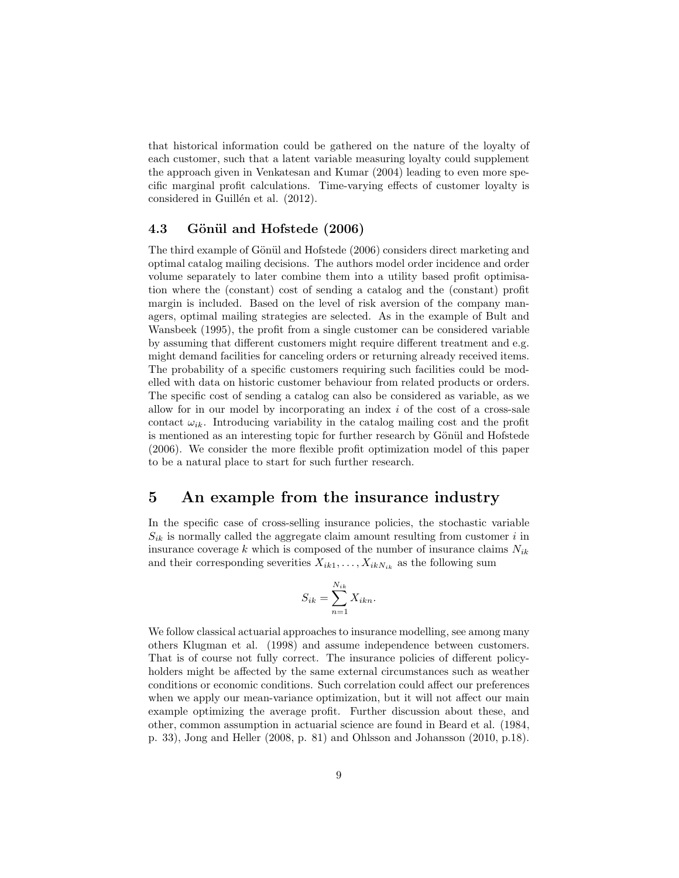that historical information could be gathered on the nature of the loyalty of each customer, such that a latent variable measuring loyalty could supplement the approach given in Venkatesan and Kumar (2004) leading to even more specific marginal profit calculations. Time-varying effects of customer loyalty is considered in Guillén et al. (2012).

### 4.3 Gönül and Hofstede (2006)

The third example of Gönül and Hofstede (2006) considers direct marketing and optimal catalog mailing decisions. The authors model order incidence and order volume separately to later combine them into a utility based profit optimisation where the (constant) cost of sending a catalog and the (constant) profit margin is included. Based on the level of risk aversion of the company managers, optimal mailing strategies are selected. As in the example of Bult and Wansbeek (1995), the profit from a single customer can be considered variable by assuming that different customers might require different treatment and e.g. might demand facilities for canceling orders or returning already received items. The probability of a specific customers requiring such facilities could be modelled with data on historic customer behaviour from related products or orders. The specific cost of sending a catalog can also be considered as variable, as we allow for in our model by incorporating an index $i$ of the cost of a cross-sale contact $\omega_{ik}$. Introducing variability in the catalog mailing cost and the profit is mentioned as an interesting topic for further research by Gönül and Hofstede (2006). We consider the more flexible profit optimization model of this paper to be a natural place to start for such further research.

## 5 An example from the insurance industry

In the specific case of cross-selling insurance policies, the stochastic variable $S_{ik}$ is normally called the aggregate claim amount resulting from customer $i$ in insurance coverage $k$ which is composed of the number of insurance claims $N_{ik}$ and their corresponding severities $X_{ik1}, \ldots, X_{ikN_{ik}}$ as the following sum

$$S_{ik} = \sum_{n=1}^{N_{ik}} X_{ikn}.$$

We follow classical actuarial approaches to insurance modelling, see among many others Klugman et al. (1998) and assume independence between customers. That is of course not fully correct. The insurance policies of different policyholders might be affected by the same external circumstances such as weather conditions or economic conditions. Such correlation could affect our preferences when we apply our mean-variance optimization, but it will not affect our main example optimizing the average profit. Further discussion about these, and other, common assumption in actuarial science are found in Beard et al. (1984, p. 33), Jong and Heller (2008, p. 81) and Ohlsson and Johansson (2010, p.18).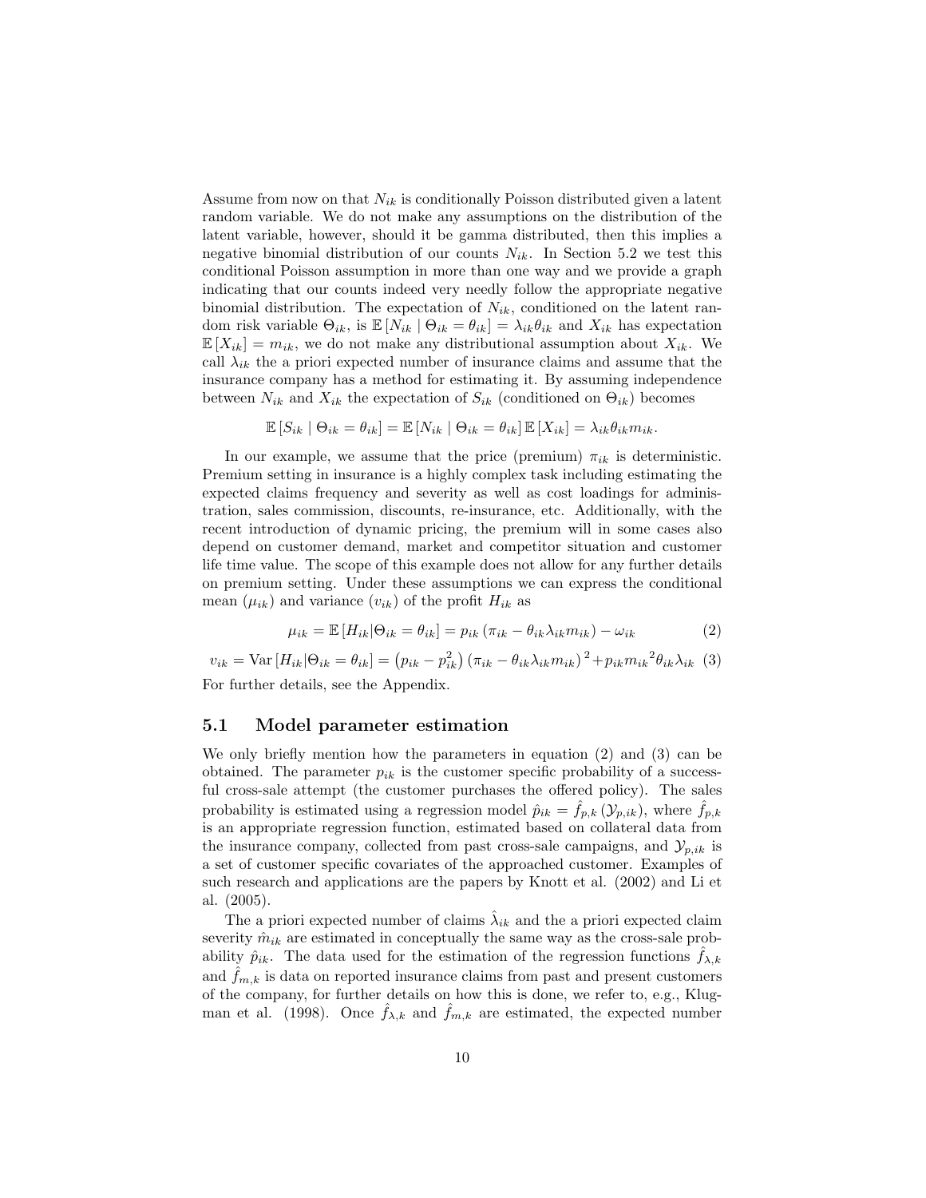Assume from now on that $N_{ik}$ is conditionally Poisson distributed given a latent random variable. We do not make any assumptions on the distribution of the latent variable, however, should it be gamma distributed, then this implies a negative binomial distribution of our counts $N_{ik}$. In Section 5.2 we test this conditional Poisson assumption in more than one way and we provide a graph indicating that our counts indeed very needly follow the appropriate negative binomial distribution. The expectation of $N_{ik}$, conditioned on the latent random risk variable $\Theta_{ik}$, is $\mathbb{E}[N_{ik} \mid \Theta_{ik} = \theta_{ik}] = \lambda_{ik}\theta_{ik}$ and $X_{ik}$ has expectation $\mathbb{E}[X_{ik}] = m_{ik}$, we do not make any distributional assumption about $X_{ik}$. We call $\lambda_{ik}$ the a priori expected number of insurance claims and assume that the insurance company has a method for estimating it. By assuming independence between $N_{ik}$ and $X_{ik}$ the expectation of $S_{ik}$ (conditioned on $\Theta_{ik}$) becomes

$$\mathbb{E}[S_{ik} \mid \Theta_{ik} = \theta_{ik}] = \mathbb{E}[N_{ik} \mid \Theta_{ik} = \theta_{ik}]\,\mathbb{E}[X_{ik}] = \lambda_{ik}\theta_{ik}m_{ik}.$$

In our example, we assume that the price (premium) $\pi_{ik}$ is deterministic. Premium setting in insurance is a highly complex task including estimating the expected claims frequency and severity as well as cost loadings for administration, sales commission, discounts, re-insurance, etc. Additionally, with the recent introduction of dynamic pricing, the premium will in some cases also depend on customer demand, market and competitor situation and customer life time value. The scope of this example does not allow for any further details on premium setting. Under these assumptions we can express the conditional mean ($\mu_{ik}$) and variance ($v_{ik}$) of the profit $H_{ik}$ as

$$\mu_{ik} = \mathbb{E}[H_{ik} \mid \Theta_{ik} = \theta_{ik}] = p_{ik}\left(\pi_{ik} - \theta_{ik}\lambda_{ik}m_{ik}\right) - \omega_{ik} \tag{2}$$

$$v_{ik} = \mathrm{Var}[H_{ik} \mid \Theta_{ik} = \theta_{ik}] = \left(p_{ik} - p_{ik}^2\right)\left(\pi_{ik} - \theta_{ik}\lambda_{ik}m_{ik}\right)^2 + p_{ik}{m_{ik}}^2\theta_{ik}\lambda_{ik} \tag{3}$$

For further details, see the Appendix.

### 5.1 Model parameter estimation

We only briefly mention how the parameters in equation (2) and (3) can be obtained. The parameter $p_{ik}$ is the customer specific probability of a successful cross-sale attempt (the customer purchases the offered policy). The sales probability is estimated using a regression model $\hat{p}_{ik} = \hat{f}_{p,k}\left(\mathcal{Y}_{p,ik}\right)$, where $\hat{f}_{p,k}$ is an appropriate regression function, estimated based on collateral data from the insurance company, collected from past cross-sale campaigns, and $\mathcal{Y}_{p,ik}$ is a set of customer specific covariates of the approached customer. Examples of such research and applications are the papers by Knott et al. (2002) and Li et al. (2005).

The a priori expected number of claims $\hat{\lambda}_{ik}$ and the a priori expected claim severity $\hat{m}_{ik}$ are estimated in conceptually the same way as the cross-sale probability $\hat{p}_{ik}$. The data used for the estimation of the regression functions $\hat{f}_{\lambda,k}$ and $\hat{f}_{m,k}$ is data on reported insurance claims from past and present customers of the company, for further details on how this is done, we refer to, e.g., Klugman et al. (1998). Once $\hat{f}_{\lambda,k}$ and $\hat{f}_{m,k}$ are estimated, the expected number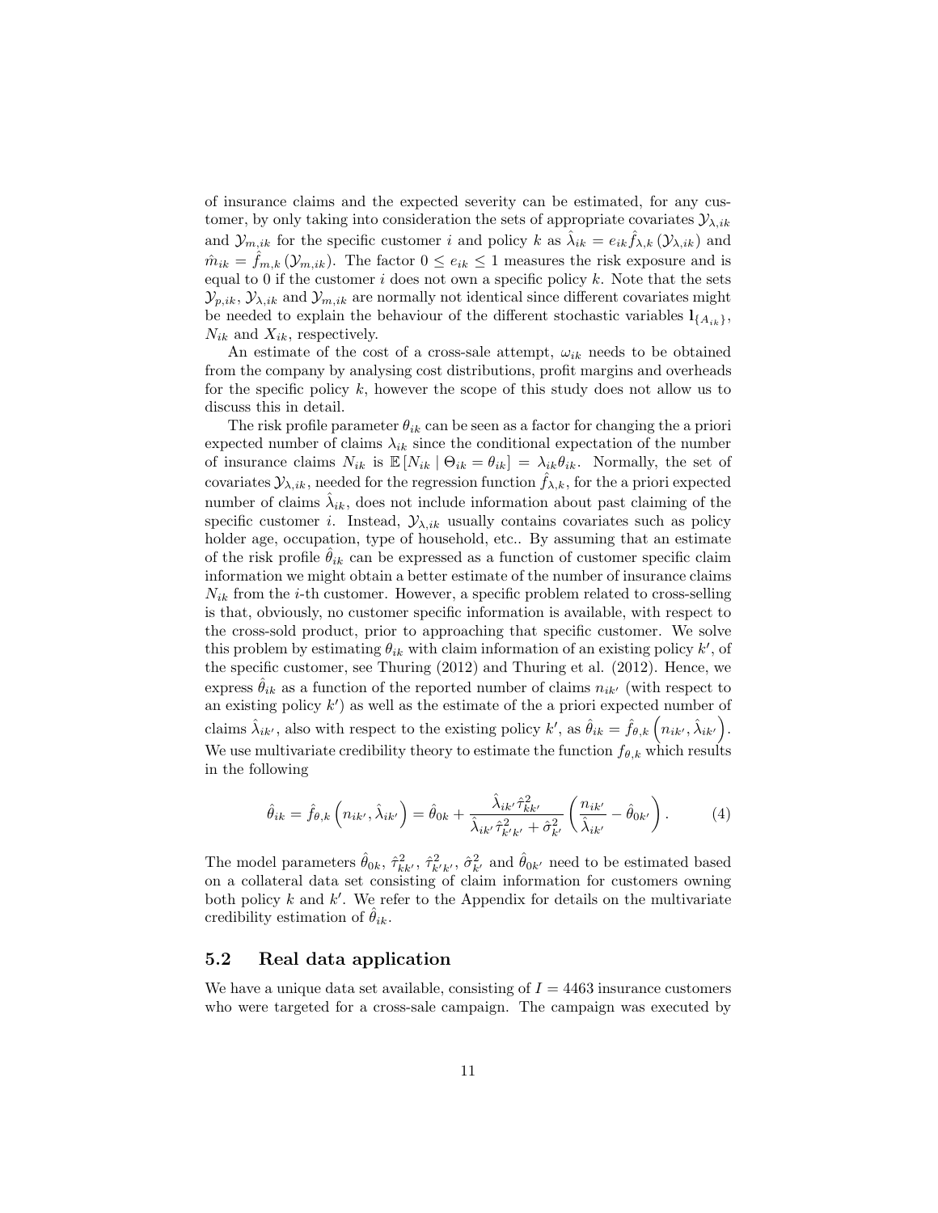of insurance claims and the expected severity can be estimated, for any customer, by only taking into consideration the sets of appropriate covariates $\mathcal{Y}_{\lambda,ik}$ and $\mathcal{Y}_{m,ik}$ for the specific customer $i$ and policy $k$ as $\hat{\lambda}_{ik} = e_{ik}\hat{f}_{\lambda,k}\left(\mathcal{Y}_{\lambda,ik}\right)$ and $\hat{m}_{ik} = \hat{f}_{m,k}\left(\mathcal{Y}_{m,ik}\right)$. The factor $0 \leq e_{ik} \leq 1$ measures the risk exposure and is equal to 0 if the customer $i$ does not own a specific policy $k$. Note that the sets $\mathcal{Y}_{p,ik}$, $\mathcal{Y}_{\lambda,ik}$ and $\mathcal{Y}_{m,ik}$ are normally not identical since different covariates might be needed to explain the behaviour of the different stochastic variables $\mathbf{1}_{\{A_{ik}\}}$, $N_{ik}$ and $X_{ik}$, respectively.

An estimate of the cost of a cross-sale attempt, $\omega_{ik}$ needs to be obtained from the company by analysing cost distributions, profit margins and overheads for the specific policy $k$, however the scope of this study does not allow us to discuss this in detail.

The risk profile parameter $\theta_{ik}$ can be seen as a factor for changing the a priori expected number of claims $\lambda_{ik}$ since the conditional expectation of the number of insurance claims $N_{ik}$ is $\mathbb{E}\left[N_{ik} \mid \Theta_{ik} = \theta_{ik}\right] = \lambda_{ik}\theta_{ik}$. Normally, the set of covariates $\mathcal{Y}_{\lambda,ik}$, needed for the regression function $\hat{f}_{\lambda,k}$, for the a priori expected number of claims $\hat{\lambda}_{ik}$, does not include information about past claiming of the specific customer $i$. Instead, $\mathcal{Y}_{\lambda,ik}$ usually contains covariates such as policy holder age, occupation, type of household, etc.. By assuming that an estimate of the risk profile $\hat{\theta}_{ik}$ can be expressed as a function of customer specific claim information we might obtain a better estimate of the number of insurance claims $N_{ik}$ from the $i$-th customer. However, a specific problem related to cross-selling is that, obviously, no customer specific information is available, with respect to the cross-sold product, prior to approaching that specific customer. We solve this problem by estimating $\theta_{ik}$ with claim information of an existing policy $k'$, of the specific customer, see Thuring (2012) and Thuring et al. (2012). Hence, we express $\hat{\theta}_{ik}$ as a function of the reported number of claims $n_{ik'}$ (with respect to an existing policy $k'$) as well as the estimate of the a priori expected number of claims $\hat{\lambda}_{ik'}$, also with respect to the existing policy $k'$, as $\hat{\theta}_{ik} = \hat{f}_{\theta,k}\left(n_{ik'}, \hat{\lambda}_{ik'}\right)$. We use multivariate credibility theory to estimate the function $f_{\theta,k}$ which results in the following

$$\hat{\theta}_{ik} = \hat{f}_{\theta,k}\left(n_{ik'}, \hat{\lambda}_{ik'}\right) = \hat{\theta}_{0k} + \frac{\hat{\lambda}_{ik'}\hat{\tau}^2_{kk'}}{\hat{\lambda}_{ik'}\hat{\tau}^2_{k'k'} + \hat{\sigma}^2_{k'}}\left(\frac{n_{ik'}}{\hat{\lambda}_{ik'}} - \hat{\theta}_{0k'}\right). \tag{4}$$

The model parameters $\hat{\theta}_{0k}$, $\hat{\tau}^2_{kk'}$, $\hat{\tau}^2_{k'k'}$, $\hat{\sigma}^2_{k'}$ and $\hat{\theta}_{0k'}$ need to be estimated based on a collateral data set consisting of claim information for customers owning both policy $k$ and $k'$. We refer to the Appendix for details on the multivariate credibility estimation of $\hat{\theta}_{ik}$.

## 5.2 Real data application

We have a unique data set available, consisting of $I = 4463$ insurance customers who were targeted for a cross-sale campaign. The campaign was executed by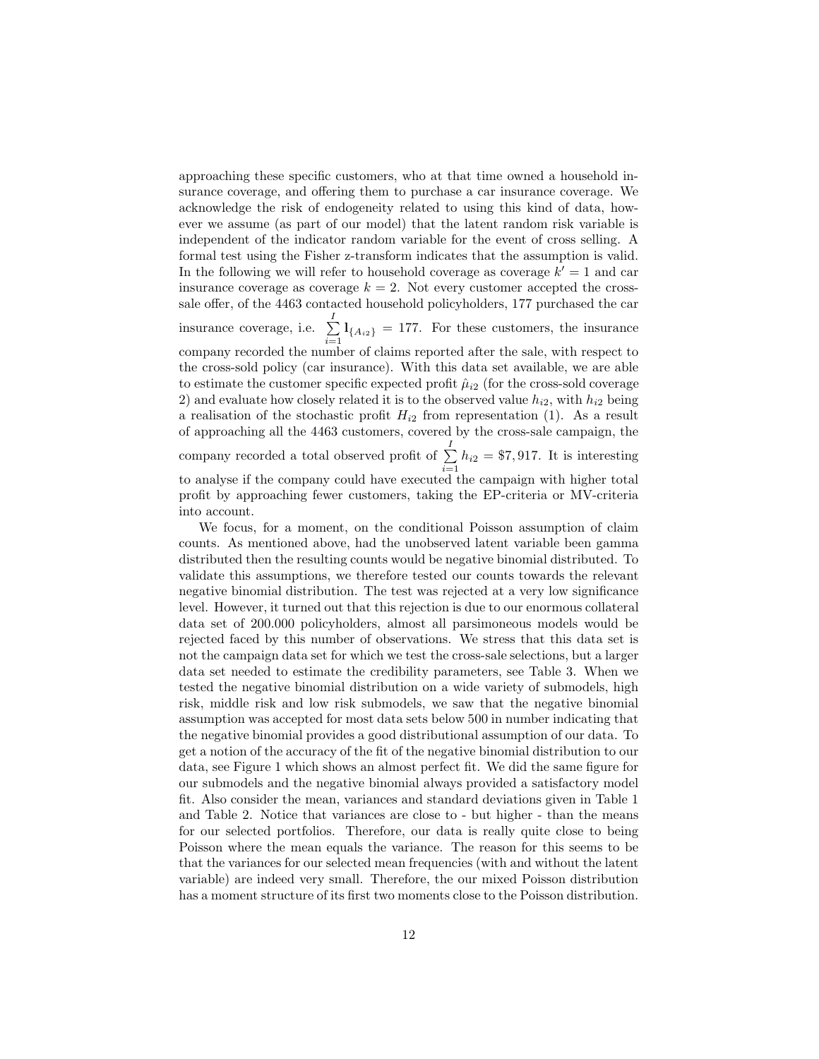approaching these specific customers, who at that time owned a household insurance coverage, and offering them to purchase a car insurance coverage. We acknowledge the risk of endogeneity related to using this kind of data, however we assume (as part of our model) that the latent random risk variable is independent of the indicator random variable for the event of cross selling. A formal test using the Fisher z-transform indicates that the assumption is valid. In the following we will refer to household coverage as coverage $k' = 1$ and car insurance coverage as coverage $k = 2$. Not every customer accepted the cross-sale offer, of the 4463 contacted household policyholders, 177 purchased the car insurance coverage, i.e. $\sum_{i=1}^{I} \mathbf{1}_{\{A_{i2}\}} = 177$. For these customers, the insurance company recorded the number of claims reported after the sale, with respect to the cross-sold policy (car insurance). With this data set available, we are able to estimate the customer specific expected profit $\hat{\mu}_{i2}$ (for the cross-sold coverage 2) and evaluate how closely related it is to the observed value $h_{i2}$, with $h_{i2}$ being a realisation of the stochastic profit $H_{i2}$ from representation (1). As a result of approaching all the 4463 customers, covered by the cross-sale campaign, the company recorded a total observed profit of $\sum_{i=1}^{I} h_{i2} = \$7,917$. It is interesting to analyse if the company could have executed the campaign with higher total profit by approaching fewer customers, taking the EP-criteria or MV-criteria into account.

We focus, for a moment, on the conditional Poisson assumption of claim counts. As mentioned above, had the unobserved latent variable been gamma distributed then the resulting counts would be negative binomial distributed. To validate this assumptions, we therefore tested our counts towards the relevant negative binomial distribution. The test was rejected at a very low significance level. However, it turned out that this rejection is due to our enormous collateral data set of 200.000 policyholders, almost all parsimoneous models would be rejected faced by this number of observations. We stress that this data set is not the campaign data set for which we test the cross-sale selections, but a larger data set needed to estimate the credibility parameters, see Table 3. When we tested the negative binomial distribution on a wide variety of submodels, high risk, middle risk and low risk submodels, we saw that the negative binomial assumption was accepted for most data sets below 500 in number indicating that the negative binomial provides a good distributional assumption of our data. To get a notion of the accuracy of the fit of the negative binomial distribution to our data, see Figure 1 which shows an almost perfect fit. We did the same figure for our submodels and the negative binomial always provided a satisfactory model fit. Also consider the mean, variances and standard deviations given in Table 1 and Table 2. Notice that variances are close to - but higher - than the means for our selected portfolios. Therefore, our data is really quite close to being Poisson where the mean equals the variance. The reason for this seems to be that the variances for our selected mean frequencies (with and without the latent variable) are indeed very small. Therefore, the our mixed Poisson distribution has a moment structure of its first two moments close to the Poisson distribution.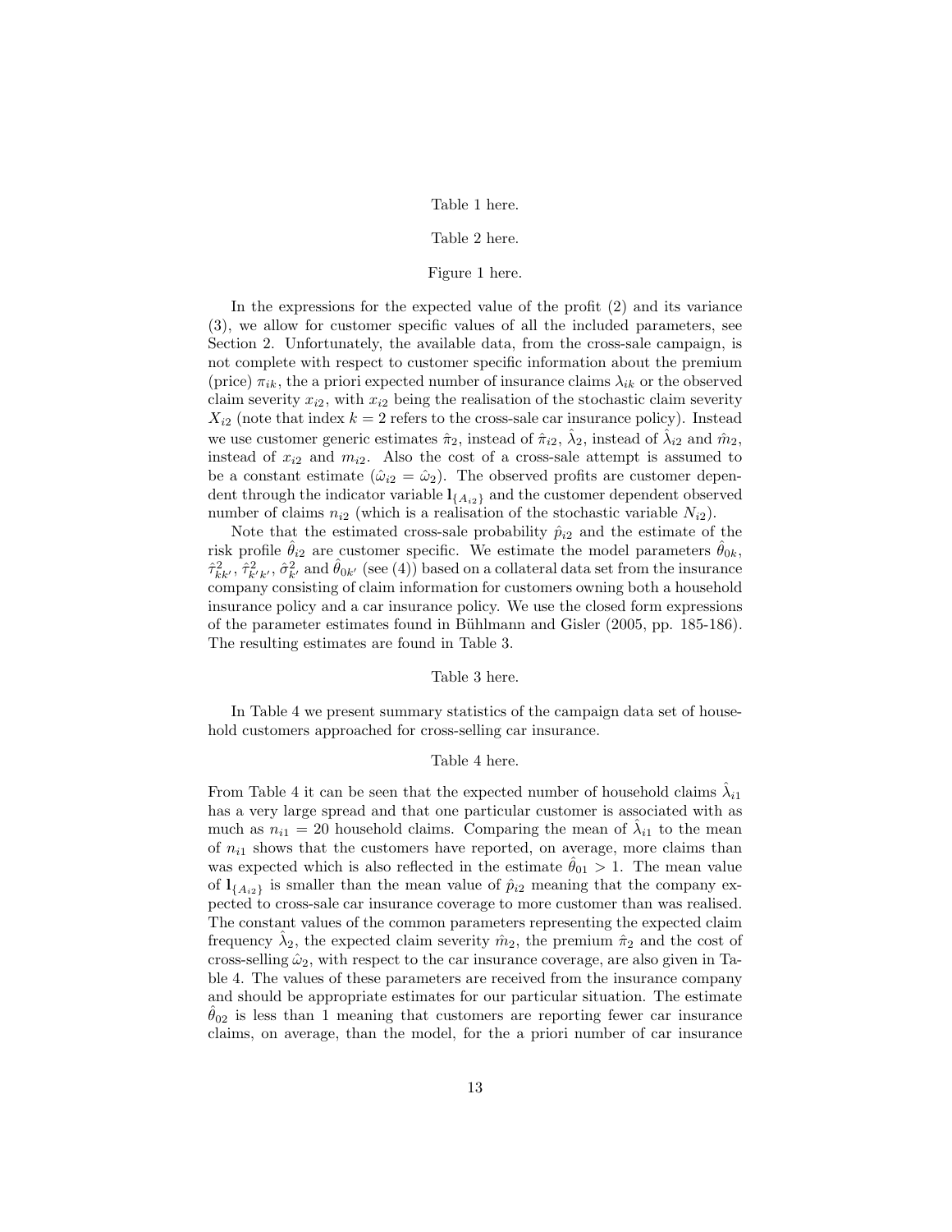Table 1 here.

Table 2 here.

Figure 1 here.

In the expressions for the expected value of the profit (2) and its variance (3), we allow for customer specific values of all the included parameters, see Section 2. Unfortunately, the available data, from the cross-sale campaign, is not complete with respect to customer specific information about the premium (price) $\pi_{ik}$, the a priori expected number of insurance claims $\lambda_{ik}$ or the observed claim severity $x_{i2}$, with $x_{i2}$ being the realisation of the stochastic claim severity $X_{i2}$ (note that index $k = 2$ refers to the cross-sale car insurance policy). Instead we use customer generic estimates $\hat{\pi}_2$, instead of $\hat{\pi}_{i2}$, $\hat{\lambda}_2$, instead of $\hat{\lambda}_{i2}$ and $\hat{m}_2$, instead of $x_{i2}$ and $m_{i2}$. Also the cost of a cross-sale attempt is assumed to be a constant estimate ($\hat{\omega}_{i2} = \hat{\omega}_2$). The observed profits are customer dependent through the indicator variable $\mathbf{1}_{\{A_{i2}\}}$ and the customer dependent observed number of claims $n_{i2}$ (which is a realisation of the stochastic variable $N_{i2}$).

Note that the estimated cross-sale probability $\hat{p}_{i2}$ and the estimate of the risk profile $\hat{\theta}_{i2}$ are customer specific. We estimate the model parameters $\hat{\theta}_{0k}$, $\hat{\tau}^2_{kk'}$, $\hat{\tau}^2_{k'k'}$, $\hat{\sigma}^2_{k'}$ and $\hat{\theta}_{0k'}$ (see (4)) based on a collateral data set from the insurance company consisting of claim information for customers owning both a household insurance policy and a car insurance policy. We use the closed form expressions of the parameter estimates found in Bühlmann and Gisler (2005, pp. 185-186). The resulting estimates are found in Table 3.

Table 3 here.

In Table 4 we present summary statistics of the campaign data set of household customers approached for cross-selling car insurance.

Table 4 here.

From Table 4 it can be seen that the expected number of household claims $\hat{\lambda}_{i1}$ has a very large spread and that one particular customer is associated with as much as $n_{i1} = 20$ household claims. Comparing the mean of $\hat{\lambda}_{i1}$ to the mean of $n_{i1}$ shows that the customers have reported, on average, more claims than was expected which is also reflected in the estimate $\hat{\theta}_{01} > 1$. The mean value of $\mathbf{1}_{\{A_{i2}\}}$ is smaller than the mean value of $\hat{p}_{i2}$ meaning that the company expected to cross-sale car insurance coverage to more customer than was realised. The constant values of the common parameters representing the expected claim frequency $\hat{\lambda}_2$, the expected claim severity $\hat{m}_2$, the premium $\hat{\pi}_2$ and the cost of cross-selling $\hat{\omega}_2$, with respect to the car insurance coverage, are also given in Table 4. The values of these parameters are received from the insurance company and should be appropriate estimates for our particular situation. The estimate $\hat{\theta}_{02}$ is less than 1 meaning that customers are reporting fewer car insurance claims, on average, than the model, for the a priori number of car insurance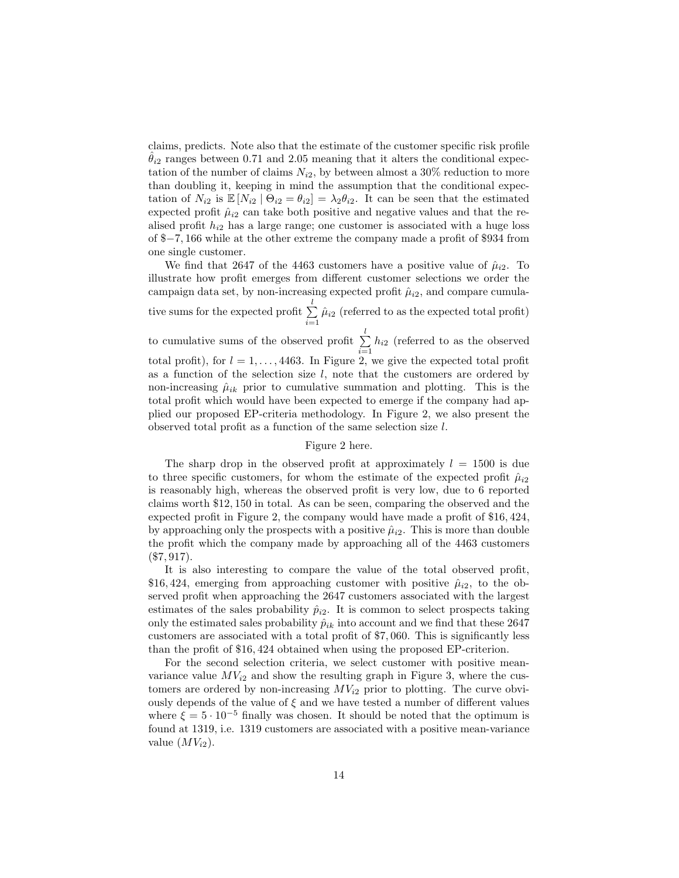claims, predicts. Note also that the estimate of the customer specific risk profile $\hat{\theta}_{i2}$ ranges between 0.71 and 2.05 meaning that it alters the conditional expectation of the number of claims $N_{i2}$, by between almost a 30% reduction to more than doubling it, keeping in mind the assumption that the conditional expectation of $N_{i2}$ is $\mathbb{E}[N_{i2} \mid \Theta_{i2} = \theta_{i2}] = \lambda_2 \theta_{i2}$. It can be seen that the estimated expected profit $\hat{\mu}_{i2}$ can take both positive and negative values and that the realised profit $h_{i2}$ has a large range; one customer is associated with a huge loss of \$−7,166 while at the other extreme the company made a profit of \$934 from one single customer.

We find that 2647 of the 4463 customers have a positive value of $\hat{\mu}_{i2}$. To illustrate how profit emerges from different customer selections we order the campaign data set, by non-increasing expected profit $\hat{\mu}_{i2}$, and compare cumulative sums for the expected profit $\sum_{i=1}^{l} \hat{\mu}_{i2}$ (referred to as the expected total profit) to cumulative sums of the observed profit $\sum_{i=1}^{l} h_{i2}$ (referred to as the observed total profit), for $l = 1, \ldots, 4463$. In Figure 2, we give the expected total profit as a function of the selection size $l$, note that the customers are ordered by non-increasing $\hat{\mu}_{ik}$ prior to cumulative summation and plotting. This is the total profit which would have been expected to emerge if the company had applied our proposed EP-criteria methodology. In Figure 2, we also present the observed total profit as a function of the same selection size $l$.

Figure 2 here.

The sharp drop in the observed profit at approximately $l = 1500$ is due to three specific customers, for whom the estimate of the expected profit $\hat{\mu}_{i2}$ is reasonably high, whereas the observed profit is very low, due to 6 reported claims worth \$12,150 in total. As can be seen, comparing the observed and the expected profit in Figure 2, the company would have made a profit of \$16,424, by approaching only the prospects with a positive $\hat{\mu}_{i2}$. This is more than double the profit which the company made by approaching all of the 4463 customers (\$7,917).

It is also interesting to compare the value of the total observed profit, \$16,424, emerging from approaching customer with positive $\hat{\mu}_{i2}$, to the observed profit when approaching the 2647 customers associated with the largest estimates of the sales probability $\hat{p}_{i2}$. It is common to select prospects taking only the estimated sales probability $\hat{p}_{ik}$ into account and we find that these 2647 customers are associated with a total profit of \$7,060. This is significantly less than the profit of \$16,424 obtained when using the proposed EP-criterion.

For the second selection criteria, we select customer with positive mean-variance value $MV_{i2}$ and show the resulting graph in Figure 3, where the customers are ordered by non-increasing $MV_{i2}$ prior to plotting. The curve obviously depends of the value of $\xi$ and we have tested a number of different values where $\xi = 5 \cdot 10^{-5}$ finally was chosen. It should be noted that the optimum is found at 1319, i.e. 1319 customers are associated with a positive mean-variance value ($MV_{i2}$).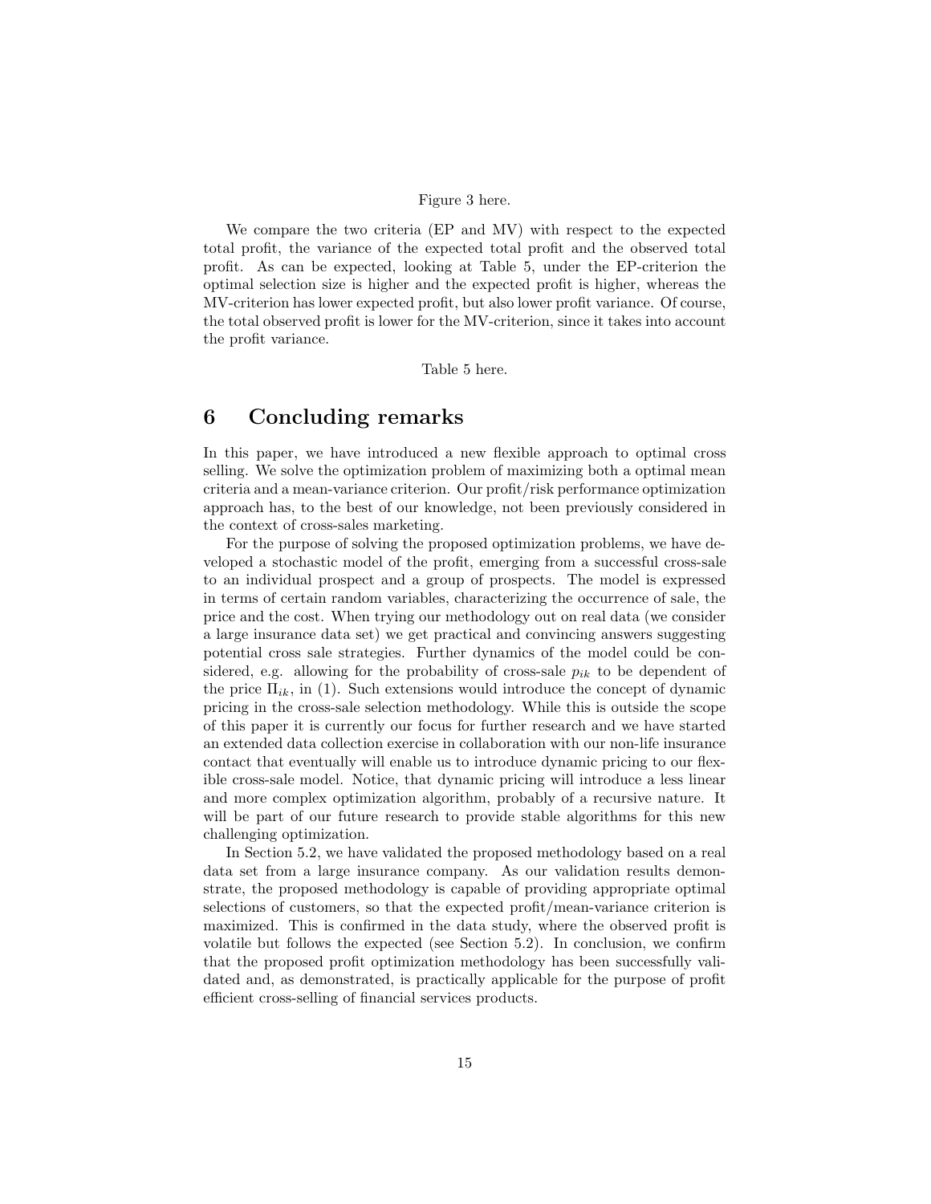Figure 3 here.

We compare the two criteria (EP and MV) with respect to the expected total profit, the variance of the expected total profit and the observed total profit. As can be expected, looking at Table 5, under the EP-criterion the optimal selection size is higher and the expected profit is higher, whereas the MV-criterion has lower expected profit, but also lower profit variance. Of course, the total observed profit is lower for the MV-criterion, since it takes into account the profit variance.

Table 5 here.

# 6 Concluding remarks

In this paper, we have introduced a new flexible approach to optimal cross selling. We solve the optimization problem of maximizing both a optimal mean criteria and a mean-variance criterion. Our profit/risk performance optimization approach has, to the best of our knowledge, not been previously considered in the context of cross-sales marketing.

For the purpose of solving the proposed optimization problems, we have developed a stochastic model of the profit, emerging from a successful cross-sale to an individual prospect and a group of prospects. The model is expressed in terms of certain random variables, characterizing the occurrence of sale, the price and the cost. When trying our methodology out on real data (we consider a large insurance data set) we get practical and convincing answers suggesting potential cross sale strategies. Further dynamics of the model could be considered, e.g. allowing for the probability of cross-sale $p_{ik}$ to be dependent of the price $\Pi_{ik}$, in (1). Such extensions would introduce the concept of dynamic pricing in the cross-sale selection methodology. While this is outside the scope of this paper it is currently our focus for further research and we have started an extended data collection exercise in collaboration with our non-life insurance contact that eventually will enable us to introduce dynamic pricing to our flexible cross-sale model. Notice, that dynamic pricing will introduce a less linear and more complex optimization algorithm, probably of a recursive nature. It will be part of our future research to provide stable algorithms for this new challenging optimization.

In Section 5.2, we have validated the proposed methodology based on a real data set from a large insurance company. As our validation results demonstrate, the proposed methodology is capable of providing appropriate optimal selections of customers, so that the expected profit/mean-variance criterion is maximized. This is confirmed in the data study, where the observed profit is volatile but follows the expected (see Section 5.2). In conclusion, we confirm that the proposed profit optimization methodology has been successfully validated and, as demonstrated, is practically applicable for the purpose of profit efficient cross-selling of financial services products.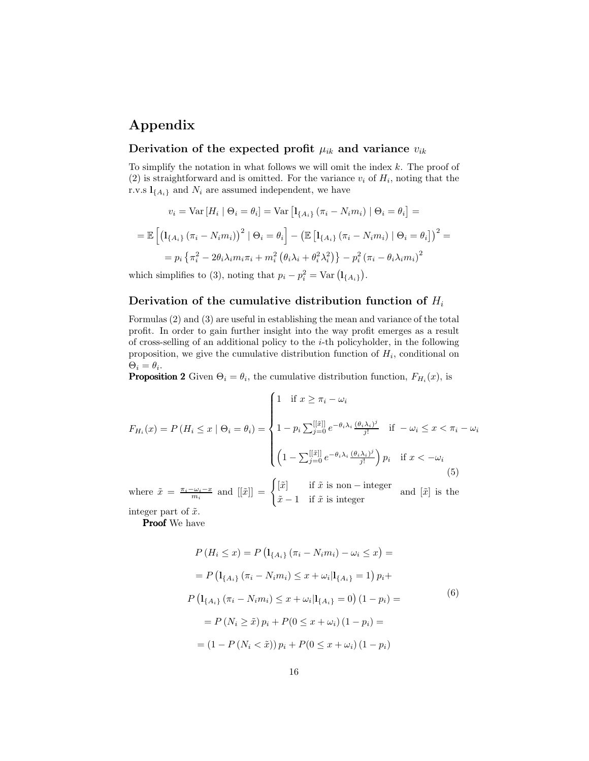# Appendix

## Derivation of the expected profit $\mu_{ik}$ and variance $v_{ik}$

To simplify the notation in what follows we will omit the index $k$. The proof of (2) is straightforward and is omitted. For the variance $v_i$ of $H_i$, noting that the r.v.s $\mathbf{1}_{\{A_i\}}$ and $N_i$ are assumed independent, we have

$$
v_i = \mathrm{Var}\left[H_i \mid \Theta_i = \theta_i\right] = \mathrm{Var}\left[\mathbf{1}_{\{A_i\}}\left(\pi_i - N_i m_i\right) \mid \Theta_i = \theta_i\right] =
$$

$$
= \mathbb{E}\left[\left(\mathbf{1}_{\{A_i\}}\left(\pi_i - N_i m_i\right)\right)^2 \mid \Theta_i = \theta_i\right] - \left(\mathbb{E}\left[\mathbf{1}_{\{A_i\}}\left(\pi_i - N_i m_i\right) \mid \Theta_i = \theta_i\right]\right)^2 =
$$

$$
= p_i\left\{\pi_i^2 - 2\theta_i\lambda_i m_i \pi_i + m_i^2\left(\theta_i\lambda_i + \theta_i^2\lambda_i^2\right)\right\} - p_i^2\left(\pi_i - \theta_i\lambda_i m_i\right)^2
$$

which simplifies to (3), noting that $p_i - p_i^2 = \mathrm{Var}\left(\mathbf{1}_{\{A_i\}}\right)$.

## Derivation of the cumulative distribution function of $H_i$

Formulas (2) and (3) are useful in establishing the mean and variance of the total profit. In order to gain further insight into the way profit emerges as a result of cross-selling of an additional policy to the $i$-th policyholder, in the following proposition, we give the cumulative distribution function of $H_i$, conditional on $\Theta_i = \theta_i$.

**Proposition 2** Given $\Theta_i = \theta_i$, the cumulative distribution function, $F_{H_i}(x)$, is

$$
F_{H_i}(x) = P\left(H_i \leq x \mid \Theta_i = \theta_i\right) = \begin{cases} 1 \quad \text{if } x \geq \pi_i - \omega_i \\ \\ 1 - p_i \sum_{j=0}^{[[\tilde{x}]]} e^{-\theta_i\lambda_i} \frac{(\theta_i\lambda_i)^j}{j!} \quad \text{if } -\omega_i \leq x < \pi_i - \omega_i \\ \\ \left(1 - \sum_{j=0}^{[[\tilde{x}]]} e^{-\theta_i\lambda_i} \frac{(\theta_i\lambda_i)^j}{j!}\right) p_i \quad \text{if } x < -\omega_i \end{cases} \tag{5}
$$

where $\tilde{x} = \frac{\pi_i - \omega_i - x}{m_i}$ and $[[\tilde{x}]] = \begin{cases} [\tilde{x}] & \text{if } \tilde{x} \text{ is non-integer} \\ \tilde{x} - 1 & \text{if } \tilde{x} \text{ is integer} \end{cases}$ and $[\tilde{x}]$ is the integer part of $\tilde{x}$.

**Proof** We have

$$
\begin{aligned}
P\left(H_i \leq x\right) &= P\left(\mathbf{1}_{\{A_i\}}\left(\pi_i - N_i m_i\right) - \omega_i \leq x\right) = \\
&= P\left(\mathbf{1}_{\{A_i\}}\left(\pi_i - N_i m_i\right) \leq x + \omega_i | \mathbf{1}_{\{A_i\}} = 1\right) p_i + \\
&\quad P\left(\mathbf{1}_{\{A_i\}}\left(\pi_i - N_i m_i\right) \leq x + \omega_i | \mathbf{1}_{\{A_i\}} = 0\right)\left(1 - p_i\right) = \\
&= P\left(N_i \geq \tilde{x}\right) p_i + P(0 \leq x + \omega_i)\left(1 - p_i\right) = \\
&= \left(1 - P\left(N_i < \tilde{x}\right)\right) p_i + P(0 \leq x + \omega_i)\left(1 - p_i\right)
\end{aligned} \tag{6}
$$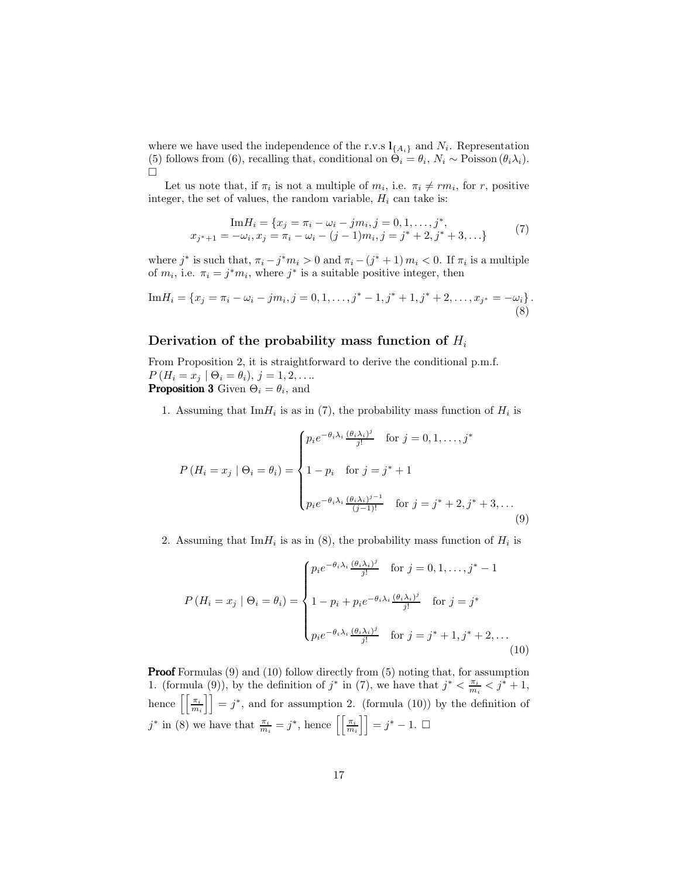where we have used the independence of the r.v.s $\mathbf{1}_{\{A_i\}}$ and $N_i$. Representation (5) follows from (6), recalling that, conditional on $\Theta_i = \theta_i$, $N_i \sim \text{Poisson}(\theta_i \lambda_i)$. □

Let us note that, if $\pi_i$ is not a multiple of $m_i$, i.e. $\pi_i \neq r m_i$, for $r$, positive integer, the set of values, the random variable, $H_i$ can take is:

$$
\begin{aligned}
\text{Im}H_i = \{ & x_j = \pi_i - \omega_i - j m_i, j = 0, 1, \ldots, j^*, \\
& x_{j^*+1} = -\omega_i, x_j = \pi_i - \omega_i - (j-1) m_i, j = j^* + 2, j^* + 3, \ldots \}
\end{aligned}
\tag{7}
$$

where $j^*$ is such that, $\pi_i - j^* m_i > 0$ and $\pi_i - (j^* + 1) m_i < 0$. If $\pi_i$ is a multiple of $m_i$, i.e. $\pi_i = j^* m_i$, where $j^*$ is a suitable positive integer, then

$$
\text{Im}H_i = \{ x_j = \pi_i - \omega_i - j m_i, j = 0, 1, \ldots, j^* - 1, j^* + 1, j^* + 2, \ldots, x_{j^*} = -\omega_i \}. \tag{8}
$$

## Derivation of the probability mass function of $H_i$

From Proposition 2, it is straightforward to derive the conditional p.m.f. $P(H_i = x_j \mid \Theta_i = \theta_i)$, $j = 1, 2, \ldots$.

**Proposition 3** Given $\Theta_i = \theta_i$, and

1. Assuming that $\text{Im}H_i$ is as in (7), the probability mass function of $H_i$ is

$$
P(H_i = x_j \mid \Theta_i = \theta_i) = \begin{cases} p_i e^{-\theta_i \lambda_i} \frac{(\theta_i \lambda_i)^j}{j!} & \text{for } j = 0, 1, \ldots, j^* \\[2ex] 1 - p_i & \text{for } j = j^* + 1 \\[2ex] p_i e^{-\theta_i \lambda_i} \frac{(\theta_i \lambda_i)^{j-1}}{(j-1)!} & \text{for } j = j^* + 2, j^* + 3, \ldots \end{cases} \tag{9}
$$

2. Assuming that $\text{Im}H_i$ is as in (8), the probability mass function of $H_i$ is

$$
P(H_i = x_j \mid \Theta_i = \theta_i) = \begin{cases} p_i e^{-\theta_i \lambda_i} \frac{(\theta_i \lambda_i)^j}{j!} & \text{for } j = 0, 1, \ldots, j^* - 1 \\[2ex] 1 - p_i + p_i e^{-\theta_i \lambda_i} \frac{(\theta_i \lambda_i)^j}{j!} & \text{for } j = j^* \\[2ex] p_i e^{-\theta_i \lambda_i} \frac{(\theta_i \lambda_i)^j}{j!} & \text{for } j = j^* + 1, j^* + 2, \ldots \end{cases} \tag{10}
$$

**Proof** Formulas (9) and (10) follow directly from (5) noting that, for assumption 1. (formula (9)), by the definition of $j^*$ in (7), we have that $j^* < \frac{\pi_i}{m_i} < j^* + 1$, hence $\left[\left[\frac{\pi_i}{m_i}\right]\right] = j^*$, and for assumption 2. (formula (10)) by the definition of $j^*$ in (8) we have that $\frac{\pi_i}{m_i} = j^*$, hence $\left[\left[\frac{\pi_i}{m_i}\right]\right] = j^* - 1$. □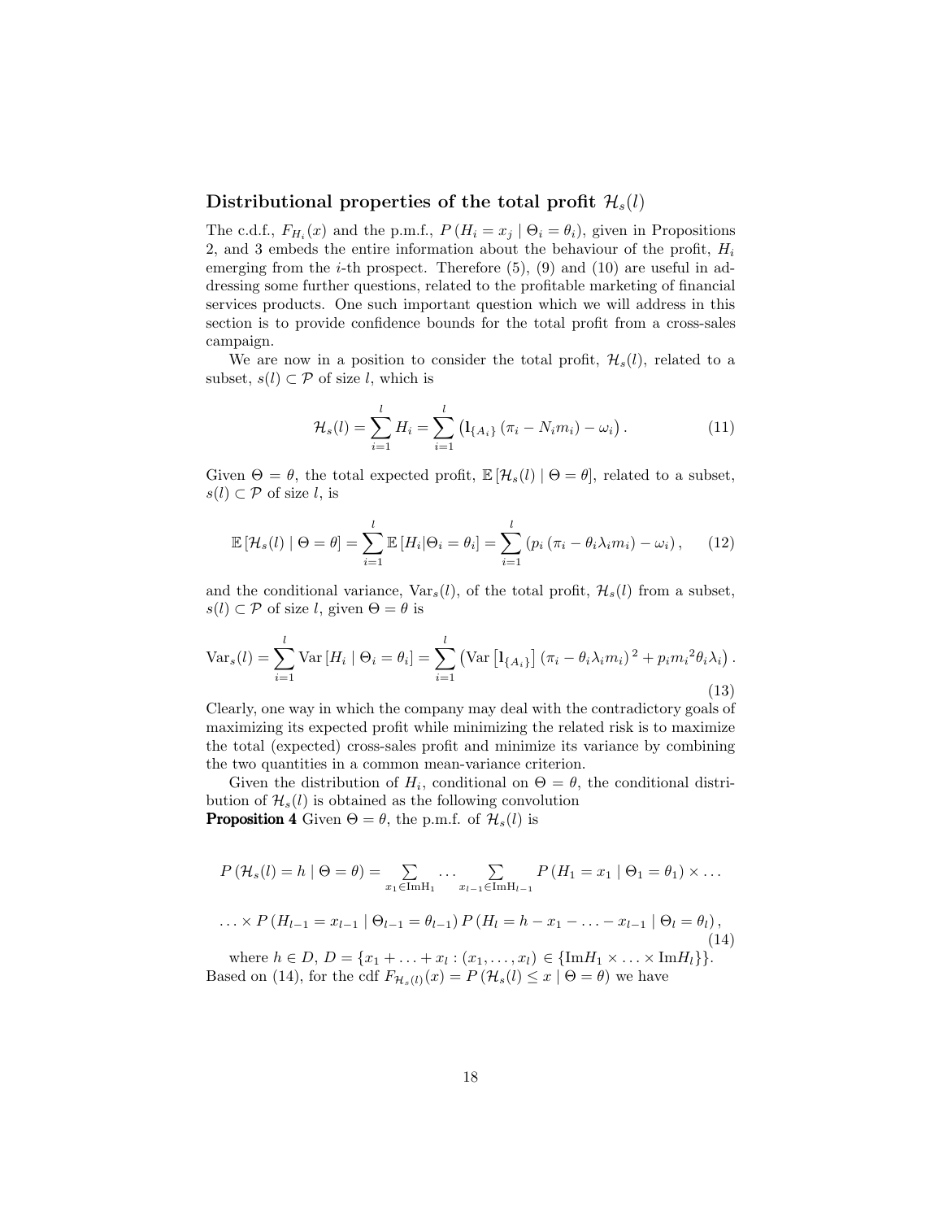## Distributional properties of the total profit $\mathcal{H}_s(l)$

The c.d.f., $F_{H_i}(x)$ and the p.m.f., $P(H_i = x_j \mid \Theta_i = \theta_i)$, given in Propositions 2, and 3 embeds the entire information about the behaviour of the profit, $H_i$ emerging from the $i$-th prospect. Therefore (5), (9) and (10) are useful in addressing some further questions, related to the profitable marketing of financial services products. One such important question which we will address in this section is to provide confidence bounds for the total profit from a cross-sales campaign.

We are now in a position to consider the total profit, $\mathcal{H}_s(l)$, related to a subset, $s(l) \subset \mathcal{P}$ of size $l$, which is

$$\mathcal{H}_s(l) = \sum_{i=1}^{l} H_i = \sum_{i=1}^{l} \left( \mathbf{1}_{\{A_i\}} \left( \pi_i - N_i m_i \right) - \omega_i \right). \tag{11}$$

Given $\Theta = \theta$, the total expected profit, $\mathbb{E}\left[\mathcal{H}_s(l) \mid \Theta = \theta\right]$, related to a subset, $s(l) \subset \mathcal{P}$ of size $l$, is

$$\mathbb{E}\left[\mathcal{H}_s(l) \mid \Theta = \theta\right] = \sum_{i=1}^{l} \mathbb{E}\left[H_i | \Theta_i = \theta_i\right] = \sum_{i=1}^{l} \left( p_i \left( \pi_i - \theta_i \lambda_i m_i \right) - \omega_i \right), \tag{12}$$

and the conditional variance, $\mathrm{Var}_s(l)$, of the total profit, $\mathcal{H}_s(l)$ from a subset, $s(l) \subset \mathcal{P}$ of size $l$, given $\Theta = \theta$ is

$$\mathrm{Var}_s(l) = \sum_{i=1}^{l} \mathrm{Var}\left[H_i \mid \Theta_i = \theta_i\right] = \sum_{i=1}^{l} \left( \mathrm{Var}\left[\mathbf{1}_{\{A_i\}}\right] \left( \pi_i - \theta_i \lambda_i m_i \right)^2 + p_i {m_i}^2 \theta_i \lambda_i \right). \tag{13}$$

Clearly, one way in which the company may deal with the contradictory goals of maximizing its expected profit while minimizing the related risk is to maximize the total (expected) cross-sales profit and minimize its variance by combining the two quantities in a common mean-variance criterion.

Given the distribution of $H_i$, conditional on $\Theta = \theta$, the conditional distribution of $\mathcal{H}_s(l)$ is obtained as the following convolution

**Proposition 4** Given $\Theta = \theta$, the p.m.f. of $\mathcal{H}_s(l)$ is

$$P\left(\mathcal{H}_s(l) = h \mid \Theta = \theta\right) = \sum_{x_1 \in \mathrm{Im}\mathrm{H}_1} \cdots \sum_{x_{l-1} \in \mathrm{Im}\mathrm{H}_{l-1}} P\left(H_1 = x_1 \mid \Theta_1 = \theta_1\right) \times \ldots$$

$$\ldots \times P\left(H_{l-1} = x_{l-1} \mid \Theta_{l-1} = \theta_{l-1}\right) P\left(H_l = h - x_1 - \ldots - x_{l-1} \mid \Theta_l = \theta_l\right), \tag{14}$$

where $h \in D$, $D = \{x_1 + \ldots + x_l : (x_1, \ldots, x_l) \in \{\mathrm{Im}H_1 \times \ldots \times \mathrm{Im}H_l\}\}$.

Based on (14), for the cdf $F_{\mathcal{H}_s(l)}(x) = P\left(\mathcal{H}_s(l) \le x \mid \Theta = \theta\right)$ we have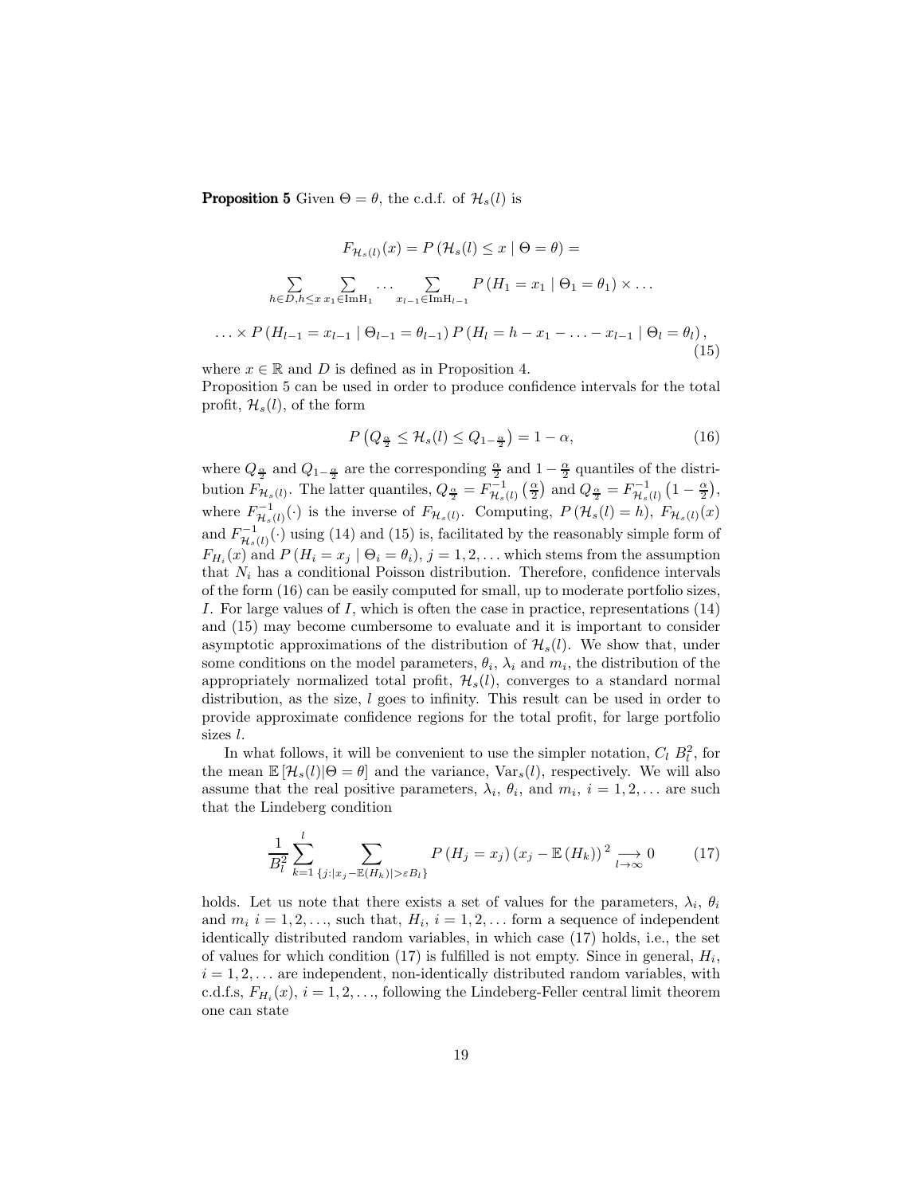**Proposition 5** Given $\Theta = \theta$, the c.d.f. of $\mathcal{H}_s(l)$ is

$$F_{\mathcal{H}_s(l)}(x) = P\left(\mathcal{H}_s(l) \leq x \mid \Theta = \theta\right) =$$

$$\sum_{h \in D, h \leq x} \sum_{x_1 \in \mathrm{ImH}_1} \cdots \sum_{x_{l-1} \in \mathrm{ImH}_{l-1}} P\left(H_1 = x_1 \mid \Theta_1 = \theta_1\right) \times \ldots$$

$$\ldots \times P\left(H_{l-1} = x_{l-1} \mid \Theta_{l-1} = \theta_{l-1}\right) P\left(H_l = h - x_1 - \ldots - x_{l-1} \mid \Theta_l = \theta_l\right), \tag{15}$$

where $x \in \mathbb{R}$ and $D$ is defined as in Proposition 4.

Proposition 5 can be used in order to produce confidence intervals for the total profit, $\mathcal{H}_s(l)$, of the form

$$P\left(Q_{\frac{\alpha}{2}} \leq \mathcal{H}_s(l) \leq Q_{1-\frac{\alpha}{2}}\right) = 1 - \alpha, \tag{16}$$

where $Q_{\frac{\alpha}{2}}$ and $Q_{1-\frac{\alpha}{2}}$ are the corresponding $\frac{\alpha}{2}$ and $1 - \frac{\alpha}{2}$ quantiles of the distribution $F_{\mathcal{H}_s(l)}$. The latter quantiles, $Q_{\frac{\alpha}{2}} = F^{-1}_{\mathcal{H}_s(l)}\left(\frac{\alpha}{2}\right)$ and $Q_{\frac{\alpha}{2}} = F^{-1}_{\mathcal{H}_s(l)}\left(1 - \frac{\alpha}{2}\right)$, where $F^{-1}_{\mathcal{H}_s(l)}(\cdot)$ is the inverse of $F_{\mathcal{H}_s(l)}$. Computing, $P\left(\mathcal{H}_s(l) = h\right)$, $F_{\mathcal{H}_s(l)}(x)$ and $F^{-1}_{\mathcal{H}_s(l)}(\cdot)$ using (14) and (15) is, facilitated by the reasonably simple form of $F_{H_i}(x)$ and $P\left(H_i = x_j \mid \Theta_i = \theta_i\right)$, $j = 1, 2, \ldots$ which stems from the assumption that $N_i$ has a conditional Poisson distribution. Therefore, confidence intervals of the form (16) can be easily computed for small, up to moderate portfolio sizes, $I$. For large values of $I$, which is often the case in practice, representations (14) and (15) may become cumbersome to evaluate and it is important to consider asymptotic approximations of the distribution of $\mathcal{H}_s(l)$. We show that, under some conditions on the model parameters, $\theta_i$, $\lambda_i$ and $m_i$, the distribution of the appropriately normalized total profit, $\mathcal{H}_s(l)$, converges to a standard normal distribution, as the size, $l$ goes to infinity. This result can be used in order to provide approximate confidence regions for the total profit, for large portfolio sizes $l$.

In what follows, it will be convenient to use the simpler notation, $C_l$ $B_l^2$, for the mean $\mathbb{E}\left[\mathcal{H}_s(l) | \Theta = \theta\right]$ and the variance, $\mathrm{Var}_s(l)$, respectively. We will also assume that the real positive parameters, $\lambda_i$, $\theta_i$, and $m_i$, $i = 1, 2, \ldots$ are such that the Lindeberg condition

$$\frac{1}{B_l^2} \sum_{k=1}^{l} \sum_{\{j : |x_j - \mathbb{E}(H_k)| > \varepsilon B_l\}} P\left(H_j = x_j\right) \left(x_j - \mathbb{E}\left(H_k\right)\right)^2 \underset{l \to \infty}{\longrightarrow} 0 \tag{17}$$

holds. Let us note that there exists a set of values for the parameters, $\lambda_i$, $\theta_i$ and $m_i$ $i = 1, 2, \ldots$, such that, $H_i$, $i = 1, 2, \ldots$ form a sequence of independent identically distributed random variables, in which case (17) holds, i.e., the set of values for which condition (17) is fulfilled is not empty. Since in general, $H_i$, $i = 1, 2, \ldots$ are independent, non-identically distributed random variables, with c.d.f.s, $F_{H_i}(x)$, $i = 1, 2, \ldots$, following the Lindeberg-Feller central limit theorem one can state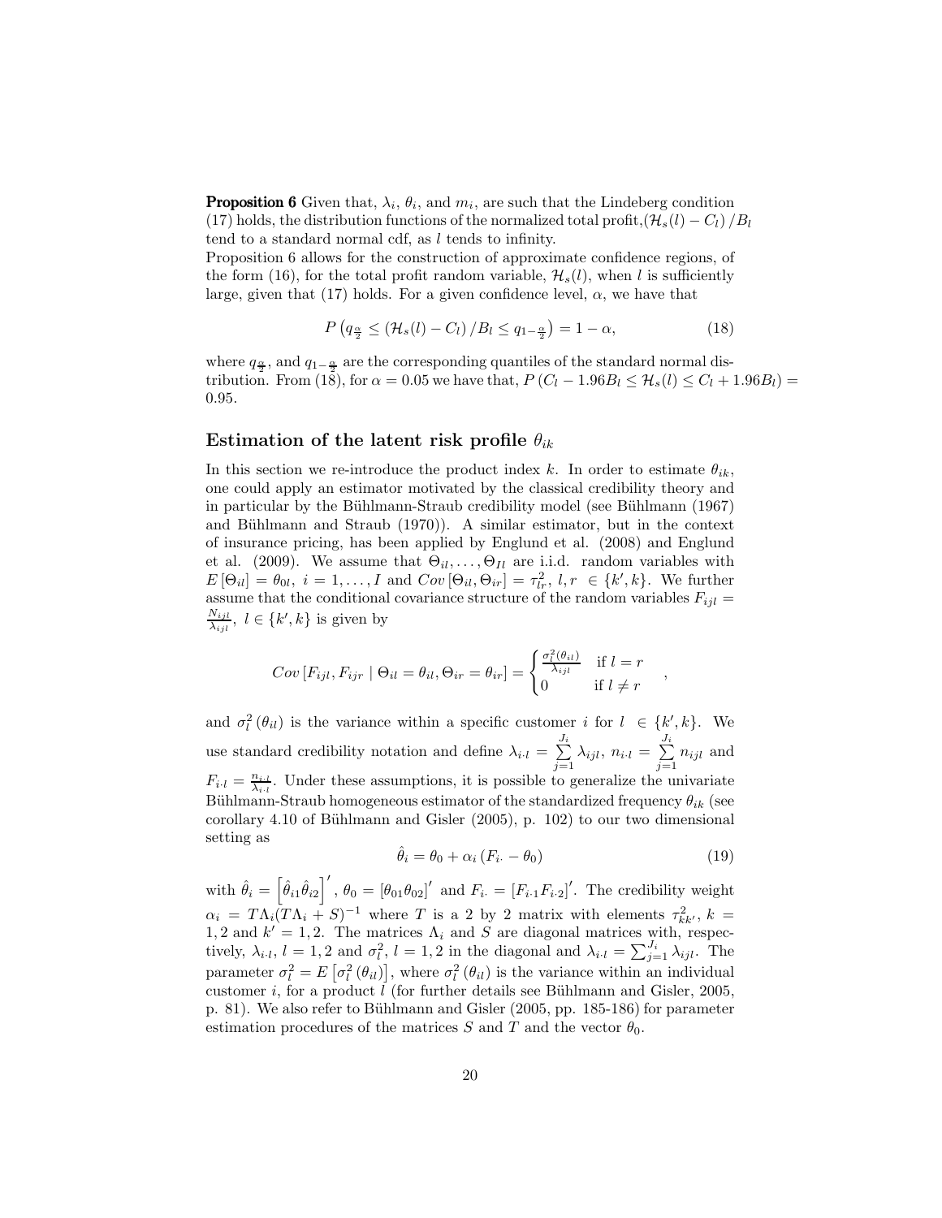**Proposition 6** Given that, $\lambda_i$, $\theta_i$, and $m_i$, are such that the Lindeberg condition (17) holds, the distribution functions of the normalized total profit,$(\mathcal{H}_s(l) - C_l)/B_l$ tend to a standard normal cdf, as $l$ tends to infinity.

Proposition 6 allows for the construction of approximate confidence regions, of the form (16), for the total profit random variable, $\mathcal{H}_s(l)$, when $l$ is sufficiently large, given that (17) holds. For a given confidence level, $\alpha$, we have that

$$P\left(q_{\frac{\alpha}{2}} \leq (\mathcal{H}_s(l) - C_l)/B_l \leq q_{1-\frac{\alpha}{2}}\right) = 1 - \alpha, \tag{18}$$

where $q_{\frac{\alpha}{2}}$, and $q_{1-\frac{\alpha}{2}}$ are the corresponding quantiles of the standard normal distribution. From (18), for $\alpha = 0.05$ we have that, $P(C_l - 1.96B_l \leq \mathcal{H}_s(l) \leq C_l + 1.96B_l) = 0.95$.

## Estimation of the latent risk profile $\theta_{ik}$

In this section we re-introduce the product index $k$. In order to estimate $\theta_{ik}$, one could apply an estimator motivated by the classical credibility theory and in particular by the Bühlmann-Straub credibility model (see Bühlmann (1967) and Bühlmann and Straub (1970)). A similar estimator, but in the context of insurance pricing, has been applied by Englund et al. (2008) and Englund et al. (2009). We assume that $\Theta_{il}, \ldots, \Theta_{Il}$ are i.i.d. random variables with $E[\Theta_{il}] = \theta_{0l},\ i = 1, \ldots, I$ and $Cov[\Theta_{il}, \Theta_{ir}] = \tau^2_{lr},\ l, r \in \{k', k\}$. We further assume that the conditional covariance structure of the random variables $F_{ijl} = \frac{N_{ijl}}{\lambda_{ijl}},\ l \in \{k', k\}$ is given by

$$Cov[F_{ijl}, F_{ijr} \mid \Theta_{il} = \theta_{il}, \Theta_{ir} = \theta_{ir}] = \begin{cases} \frac{\sigma_l^2(\theta_{il})}{\lambda_{ijl}} & \text{if } l = r \\ 0 & \text{if } l \neq r \end{cases},$$

and $\sigma_l^2(\theta_{il})$ is the variance within a specific customer $i$ for $l \in \{k', k\}$. We use standard credibility notation and define $\lambda_{i \cdot l} = \sum_{j=1}^{J_i} \lambda_{ijl},\ n_{i \cdot l} = \sum_{j=1}^{J_i} n_{ijl}$ and $F_{i \cdot l} = \frac{n_{i \cdot l}}{\lambda_{i \cdot l}}$. Under these assumptions, it is possible to generalize the univariate Bühlmann-Straub homogeneous estimator of the standardized frequency $\theta_{ik}$ (see corollary 4.10 of Bühlmann and Gisler (2005), p. 102) to our two dimensional setting as

$$\hat{\theta}_i = \theta_0 + \alpha_i (F_{i \cdot} - \theta_0) \tag{19}$$

with $\hat{\theta}_i = \left[\hat{\theta}_{i1}\hat{\theta}_{i2}\right]'$, $\theta_0 = [\theta_{01}\theta_{02}]'$ and $F_{i \cdot} = [F_{i \cdot 1} F_{i \cdot 2}]'$. The credibility weight $\alpha_i = T\Lambda_i(T\Lambda_i + S)^{-1}$ where $T$ is a 2 by 2 matrix with elements $\tau^2_{kk'}$, $k = 1, 2$ and $k' = 1, 2$. The matrices $\Lambda_i$ and $S$ are diagonal matrices with, respectively, $\lambda_{i \cdot l}$, $l = 1, 2$ and $\sigma_l^2$, $l = 1, 2$ in the diagonal and $\lambda_{i \cdot l} = \sum_{j=1}^{J_i} \lambda_{ijl}$. The parameter $\sigma_l^2 = E\left[\sigma_l^2(\theta_{il})\right]$, where $\sigma_l^2(\theta_{il})$ is the variance within an individual customer $i$, for a product $l$ (for further details see Bühlmann and Gisler, 2005, p. 81). We also refer to Bühlmann and Gisler (2005, pp. 185-186) for parameter estimation procedures of the matrices $S$ and $T$ and the vector $\theta_0$.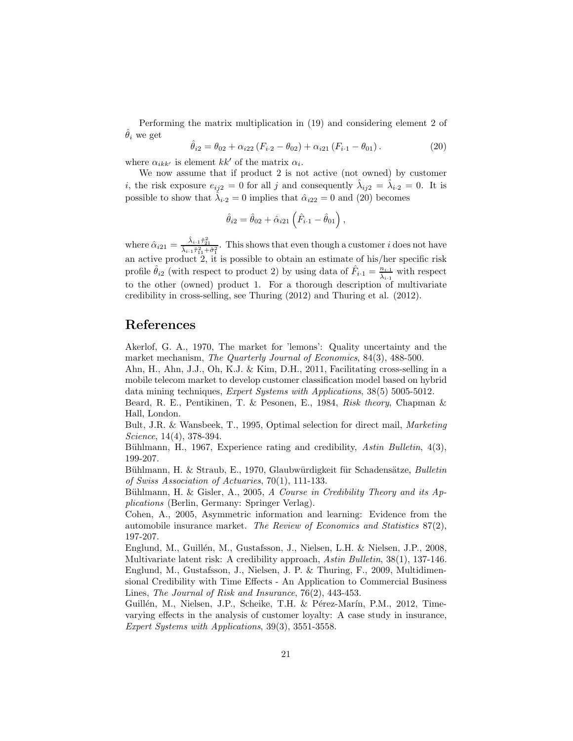Performing the matrix multiplication in (19) and considering element 2 of $\hat{\theta}_i$ we get

$$\hat{\theta}_{i2} = \theta_{02} + \alpha_{i22}\left(F_{i\cdot 2} - \theta_{02}\right) + \alpha_{i21}\left(F_{i\cdot 1} - \theta_{01}\right). \tag{20}$$

where $\alpha_{ikk'}$ is element $kk'$ of the matrix $\alpha_i$.

We now assume that if product 2 is not active (not owned) by customer $i$, the risk exposure $e_{ij2} = 0$ for all $j$ and consequently $\hat{\lambda}_{ij2} = \hat{\lambda}_{i\cdot 2} = 0$. It is possible to show that $\hat{\lambda}_{i\cdot 2} = 0$ implies that $\hat{\alpha}_{i22} = 0$ and (20) becomes

$$\hat{\theta}_{i2} = \hat{\theta}_{02} + \hat{\alpha}_{i21}\left(\hat{F}_{i\cdot 1} - \hat{\theta}_{01}\right),$$

where $\hat{\alpha}_{i21} = \frac{\hat{\lambda}_{i\cdot 1}\hat{\tau}_{21}^2}{\hat{\lambda}_{i\cdot 1}\hat{\tau}_{11}^2 + \hat{\sigma}_1^2}$. This shows that even though a customer $i$ does not have an active product 2, it is possible to obtain an estimate of his/her specific risk profile $\hat{\theta}_{i2}$ (with respect to product 2) by using data of $\hat{F}_{i\cdot 1} = \frac{n_{i\cdot 1}}{\hat{\lambda}_{i\cdot 1}}$ with respect to the other (owned) product 1. For a thorough description of multivariate credibility in cross-selling, see Thuring (2012) and Thuring et al. (2012).

## References

Akerlof, G. A., 1970, The market for 'lemons': Quality uncertainty and the market mechanism, *The Quarterly Journal of Economics*, 84(3), 488-500.

Ahn, H., Ahn, J.J., Oh, K.J. & Kim, D.H., 2011, Facilitating cross-selling in a mobile telecom market to develop customer classification model based on hybrid data mining techniques, *Expert Systems with Applications*, 38(5) 5005-5012.

Beard, R. E., Pentikinen, T. & Pesonen, E., 1984, *Risk theory*, Chapman & Hall, London.

Bult, J.R. & Wansbeek, T., 1995, Optimal selection for direct mail, *Marketing Science*, 14(4), 378-394.

Bühlmann, H., 1967, Experience rating and credibility, *Astin Bulletin*, 4(3), 199-207.

Bühlmann, H. & Straub, E., 1970, Glaubwürdigkeit für Schadensätze, *Bulletin of Swiss Association of Actuaries*, 70(1), 111-133.

Bühlmann, H. & Gisler, A., 2005, *A Course in Credibility Theory and its Applications* (Berlin, Germany: Springer Verlag).

Cohen, A., 2005, Asymmetric information and learning: Evidence from the automobile insurance market. *The Review of Economics and Statistics* 87(2), 197-207.

Englund, M., Guillén, M., Gustafsson, J., Nielsen, L.H. & Nielsen, J.P., 2008, Multivariate latent risk: A credibility approach, *Astin Bulletin*, 38(1), 137-146.

Englund, M., Gustafsson, J., Nielsen, J. P. & Thuring, F., 2009, Multidimensional Credibility with Time Effects - An Application to Commercial Business Lines, *The Journal of Risk and Insurance*, 76(2), 443-453.

Guillén, M., Nielsen, J.P., Scheike, T.H. & Pérez-Marín, P.M., 2012, Time-varying effects in the analysis of customer loyalty: A case study in insurance, *Expert Systems with Applications*, 39(3), 3551-3558.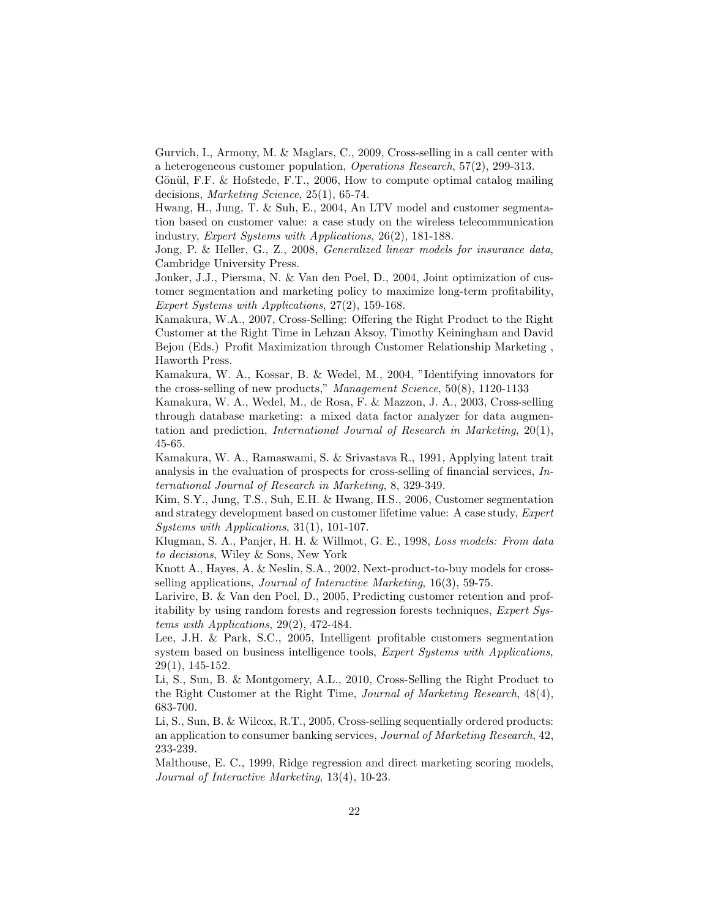Gurvich, I., Armony, M. & Maglars, C., 2009, Cross-selling in a call center with a heterogeneous customer population, *Operations Research*, 57(2), 299-313.

Gönül, F.F. & Hofstede, F.T., 2006, How to compute optimal catalog mailing decisions, *Marketing Science*, 25(1), 65-74.

Hwang, H., Jung, T. & Suh, E., 2004, An LTV model and customer segmentation based on customer value: a case study on the wireless telecommunication industry, *Expert Systems with Applications*, 26(2), 181-188.

Jong, P. & Heller, G., Z., 2008, *Generalized linear models for insurance data*, Cambridge University Press.

Jonker, J.J., Piersma, N. & Van den Poel, D., 2004, Joint optimization of customer segmentation and marketing policy to maximize long-term profitability, *Expert Systems with Applications*, 27(2), 159-168.

Kamakura, W.A., 2007, Cross-Selling: Offering the Right Product to the Right Customer at the Right Time in Lehzan Aksoy, Timothy Keiningham and David Bejou (Eds.) Profit Maximization through Customer Relationship Marketing , Haworth Press.

Kamakura, W. A., Kossar, B. & Wedel, M., 2004, "Identifying innovators for the cross-selling of new products," *Management Science*, 50(8), 1120-1133

Kamakura, W. A., Wedel, M., de Rosa, F. & Mazzon, J. A., 2003, Cross-selling through database marketing: a mixed data factor analyzer for data augmentation and prediction, *International Journal of Research in Marketing*, 20(1), 45-65.

Kamakura, W. A., Ramaswami, S. & Srivastava R., 1991, Applying latent trait analysis in the evaluation of prospects for cross-selling of financial services, *International Journal of Research in Marketing*, 8, 329-349.

Kim, S.Y., Jung, T.S., Suh, E.H. & Hwang, H.S., 2006, Customer segmentation and strategy development based on customer lifetime value: A case study, *Expert Systems with Applications*, 31(1), 101-107.

Klugman, S. A., Panjer, H. H. & Willmot, G. E., 1998, *Loss models: From data to decisions*, Wiley & Sons, New York

Knott A., Hayes, A. & Neslin, S.A., 2002, Next-product-to-buy models for cross-selling applications, *Journal of Interactive Marketing*, 16(3), 59-75.

Larivire, B. & Van den Poel, D., 2005, Predicting customer retention and profitability by using random forests and regression forests techniques, *Expert Systems with Applications*, 29(2), 472-484.

Lee, J.H. & Park, S.C., 2005, Intelligent profitable customers segmentation system based on business intelligence tools, *Expert Systems with Applications*, 29(1), 145-152.

Li, S., Sun, B. & Montgomery, A.L., 2010, Cross-Selling the Right Product to the Right Customer at the Right Time, *Journal of Marketing Research*, 48(4), 683-700.

Li, S., Sun, B. & Wilcox, R.T., 2005, Cross-selling sequentially ordered products: an application to consumer banking services, *Journal of Marketing Research*, 42, 233-239.

Malthouse, E. C., 1999, Ridge regression and direct marketing scoring models, *Journal of Interactive Marketing*, 13(4), 10-23.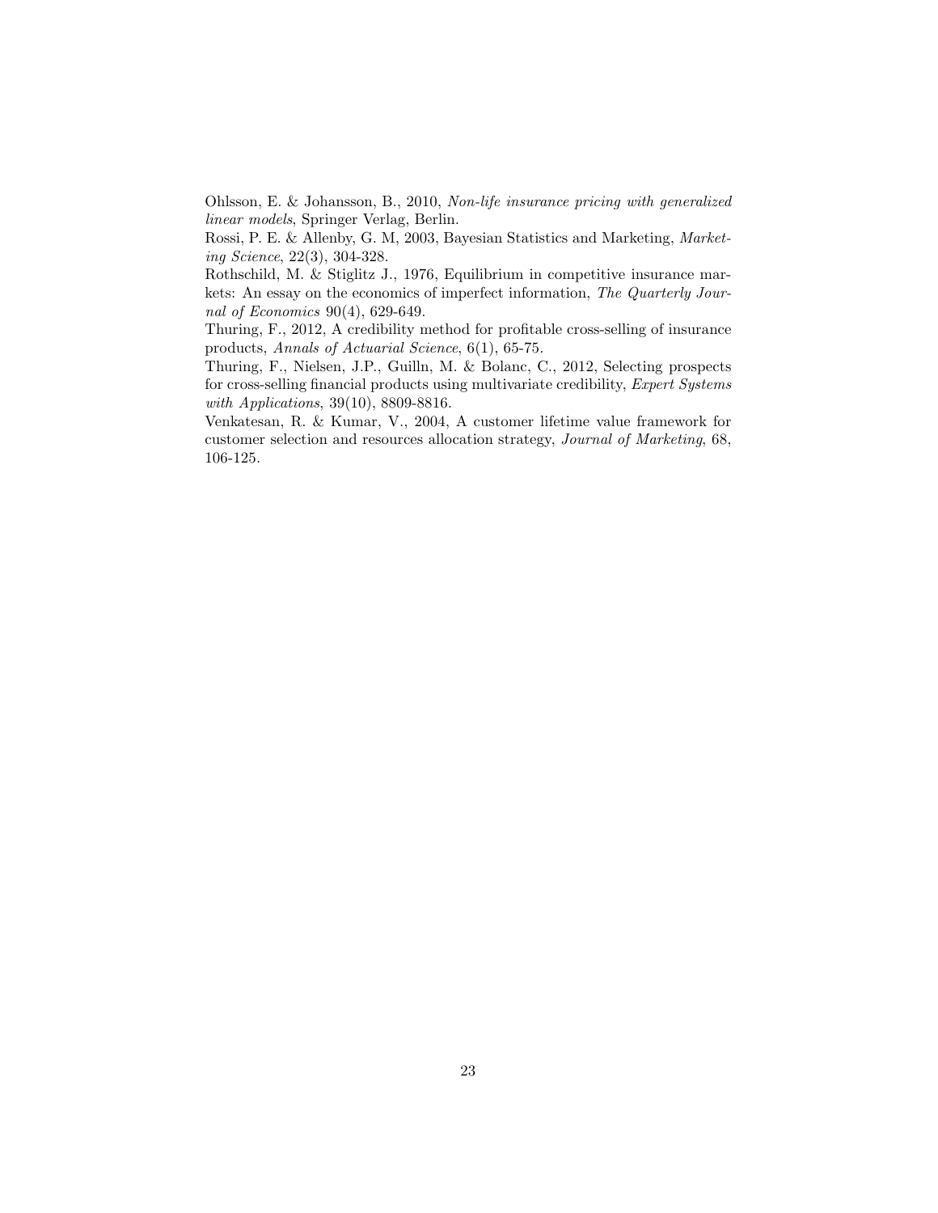Ohlsson, E. & Johansson, B., 2010, *Non-life insurance pricing with generalized linear models*, Springer Verlag, Berlin.

Rossi, P. E. & Allenby, G. M, 2003, Bayesian Statistics and Marketing, *Marketing Science*, 22(3), 304-328.

Rothschild, M. & Stiglitz J., 1976, Equilibrium in competitive insurance markets: An essay on the economics of imperfect information, *The Quarterly Journal of Economics* 90(4), 629-649.

Thuring, F., 2012, A credibility method for profitable cross-selling of insurance products, *Annals of Actuarial Science*, 6(1), 65-75.

Thuring, F., Nielsen, J.P., Guilln, M. & Bolanc, C., 2012, Selecting prospects for cross-selling financial products using multivariate credibility, *Expert Systems with Applications*, 39(10), 8809-8816.

Venkatesan, R. & Kumar, V., 2004, A customer lifetime value framework for customer selection and resources allocation strategy, *Journal of Marketing*, 68, 106-125.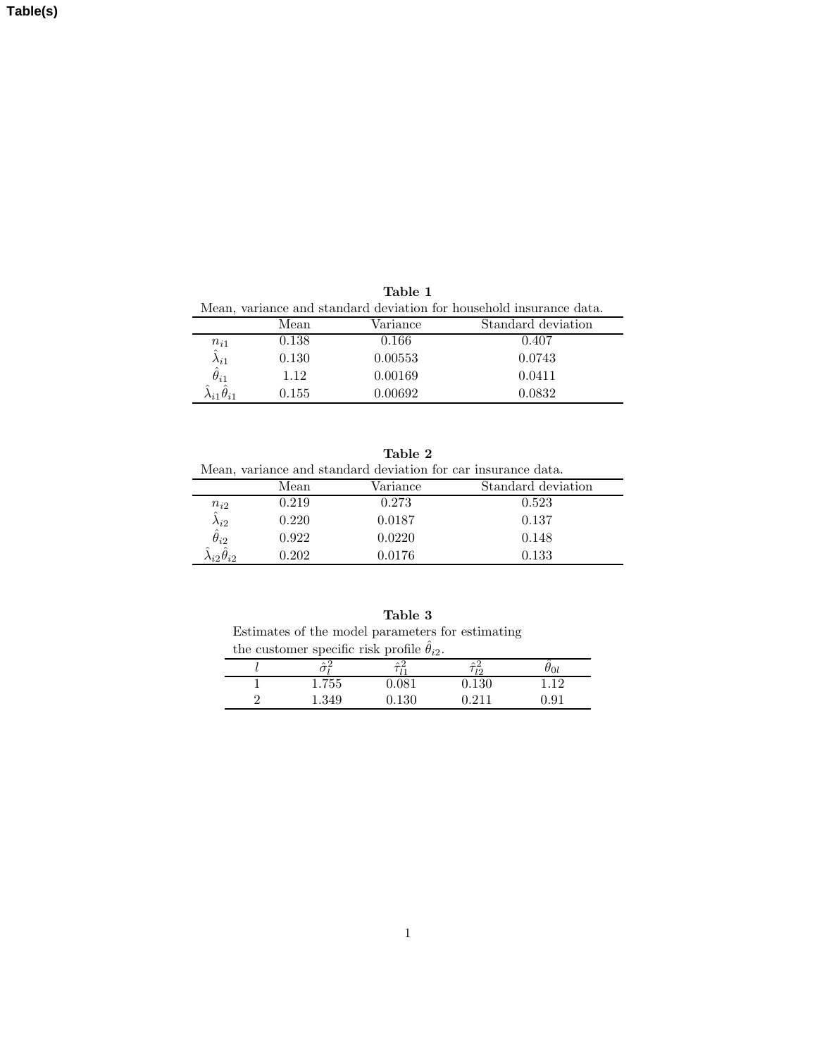Table(s)

**Table 1**

Mean, variance and standard deviation for household insurance data.

| | Mean | Variance | Standard deviation |
|---|---|---|---|
| $n_{i1}$ | 0.138 | 0.166 | 0.407 |
| $\hat{\lambda}_{i1}$ | 0.130 | 0.00553 | 0.0743 |
| $\hat{\theta}_{i1}$ | 1.12 | 0.00169 | 0.0411 |
| $\hat{\lambda}_{i1}\hat{\theta}_{i1}$ | 0.155 | 0.00692 | 0.0832 |

**Table 2**

Mean, variance and standard deviation for car insurance data.

| | Mean | Variance | Standard deviation |
|---|---|---|---|
| $n_{i2}$ | 0.219 | 0.273 | 0.523 |
| $\hat{\lambda}_{i2}$ | 0.220 | 0.0187 | 0.137 |
| $\hat{\theta}_{i2}$ | 0.922 | 0.0220 | 0.148 |
| $\hat{\lambda}_{i2}\hat{\theta}_{i2}$ | 0.202 | 0.0176 | 0.133 |

**Table 3**

Estimates of the model parameters for estimating the customer specific risk profile $\hat{\theta}_{i2}$.

| $l$ | $\hat{\sigma}_l^2$ | $\hat{\tau}_{l1}^2$ | $\hat{\tau}_{l2}^2$ | $\hat{\theta}_{0l}$ |
|---|---|---|---|---|
| 1 | 1.755 | 0.081 | 0.130 | 1.12 |
| 2 | 1.349 | 0.130 | 0.211 | 0.91 |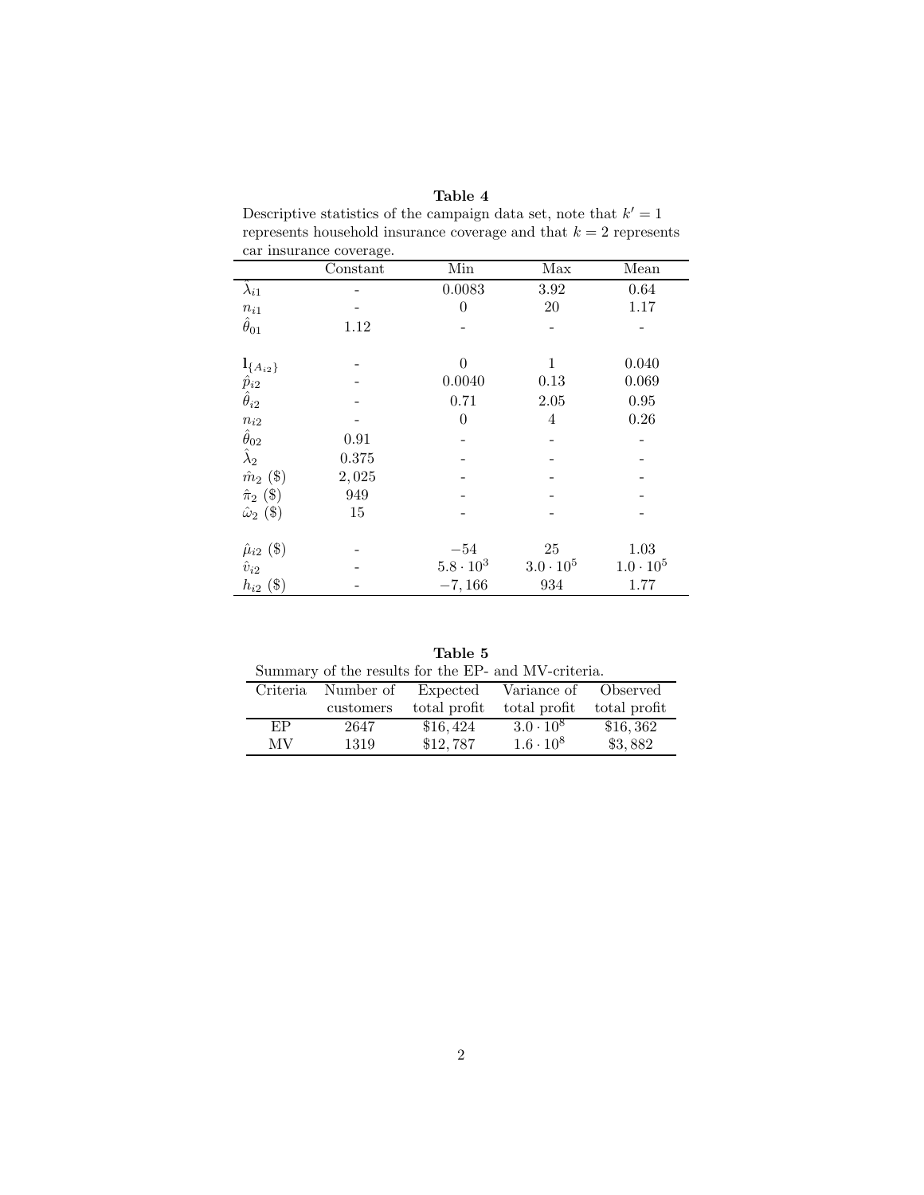**Table 4**

Descriptive statistics of the campaign data set, note that $k' = 1$ represents household insurance coverage and that $k = 2$ represents car insurance coverage.

| | Constant | Min | Max | Mean |
|---|---|---|---|---|
| $\hat{\lambda}_{i1}$ | - | 0.0083 | 3.92 | 0.64 |
| $n_{i1}$ | - | 0 | 20 | 1.17 |
| $\hat{\theta}_{01}$ | 1.12 | - | - | - |
| | | | | |
| $\mathbf{1}_{\{A_{i2}\}}$ | - | 0 | 1 | 0.040 |
| $\hat{p}_{i2}$ | - | 0.0040 | 0.13 | 0.069 |
| $\hat{\theta}_{i2}$ | - | 0.71 | 2.05 | 0.95 |
| $n_{i2}$ | - | 0 | 4 | 0.26 |
| $\hat{\theta}_{02}$ | 0.91 | - | - | - |
| $\hat{\lambda}_{2}$ | 0.375 | - | - | - |
| $\hat{m}_{2}$ (\$) | 2,025 | - | - | - |
| $\hat{\pi}_{2}$ (\$) | 949 | - | - | - |
| $\hat{\omega}_{2}$ (\$) | 15 | - | - | - |
| | | | | |
| $\hat{\mu}_{i2}$ (\$) | - | $-54$ | 25 | 1.03 |
| $\hat{v}_{i2}$ | - | $5.8 \cdot 10^{3}$ | $3.0 \cdot 10^{5}$ | $1.0 \cdot 10^{5}$ |
| $h_{i2}$ (\$) | - | $-7,166$ | 934 | 1.77 |

**Table 5**

Summary of the results for the EP- and MV-criteria.

| Criteria | Number of customers | Expected total profit | Variance of total profit | Observed total profit |
|---|---|---|---|---|
| EP | 2647 | \$16,424 | $3.0 \cdot 10^{8}$ | \$16,362 |
| MV | 1319 | \$12,787 | $1.6 \cdot 10^{8}$ | \$3,882 |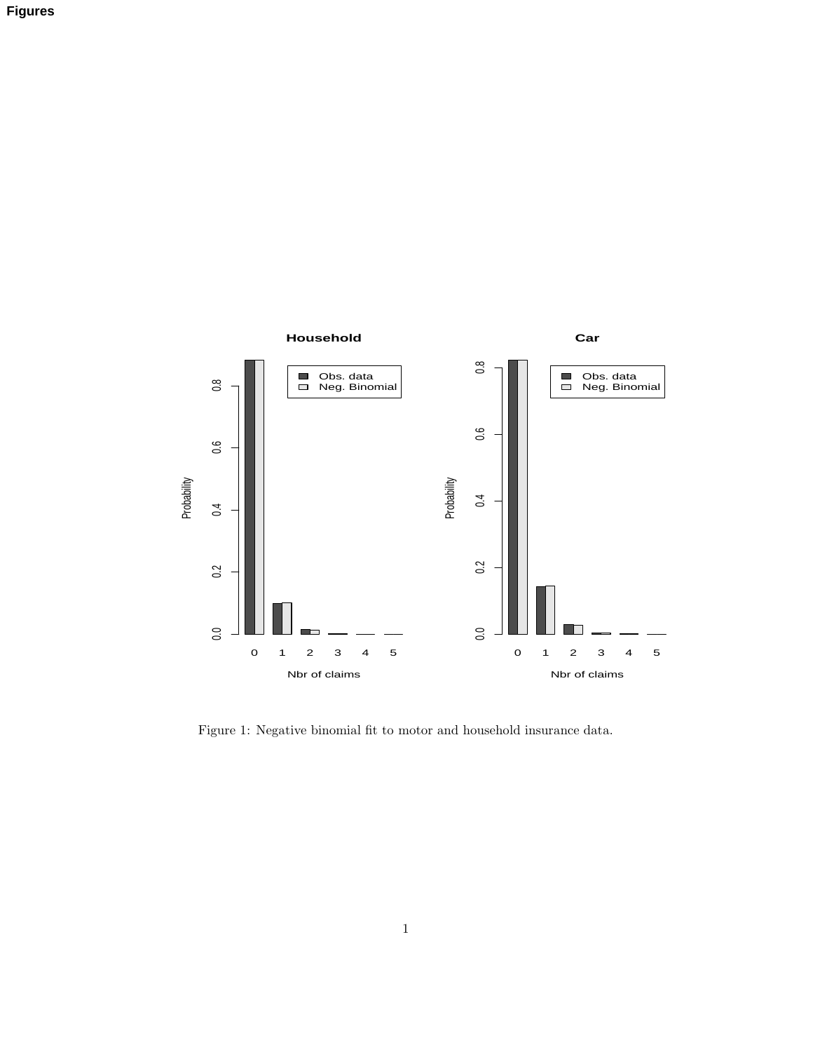# Figures

Figure 1: Negative binomial fit to motor and household insurance data.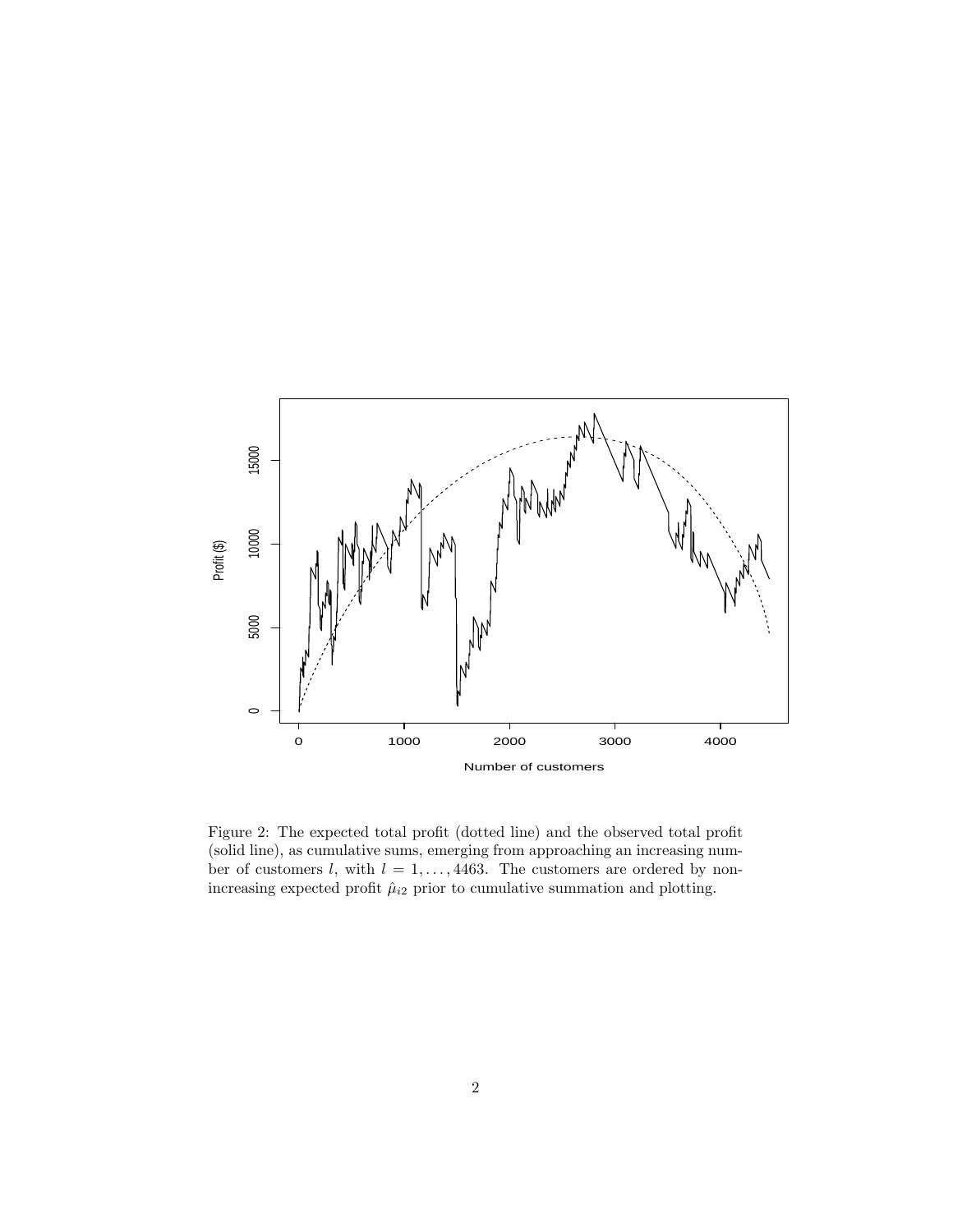Figure 2: The expected total profit (dotted line) and the observed total profit (solid line), as cumulative sums, emerging from approaching an increasing number of customers $l$, with $l = 1, \ldots, 4463$. The customers are ordered by non-increasing expected profit $\hat{\mu}_{i2}$ prior to cumulative summation and plotting.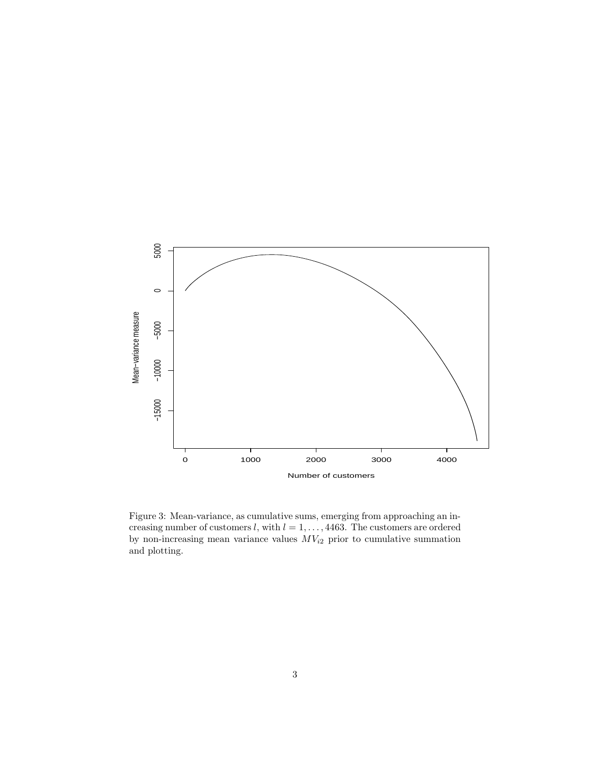5000

0

−5000

−10000

−15000

Mean−variance measure

0

1000

2000

3000

4000

Number of customers

Figure 3: Mean-variance, as cumulative sums, emerging from approaching an increasing number of customers $l$, with $l = 1, \ldots, 4463$. The customers are ordered by non-increasing mean variance values $MV_{i2}$ prior to cumulative summation and plotting.